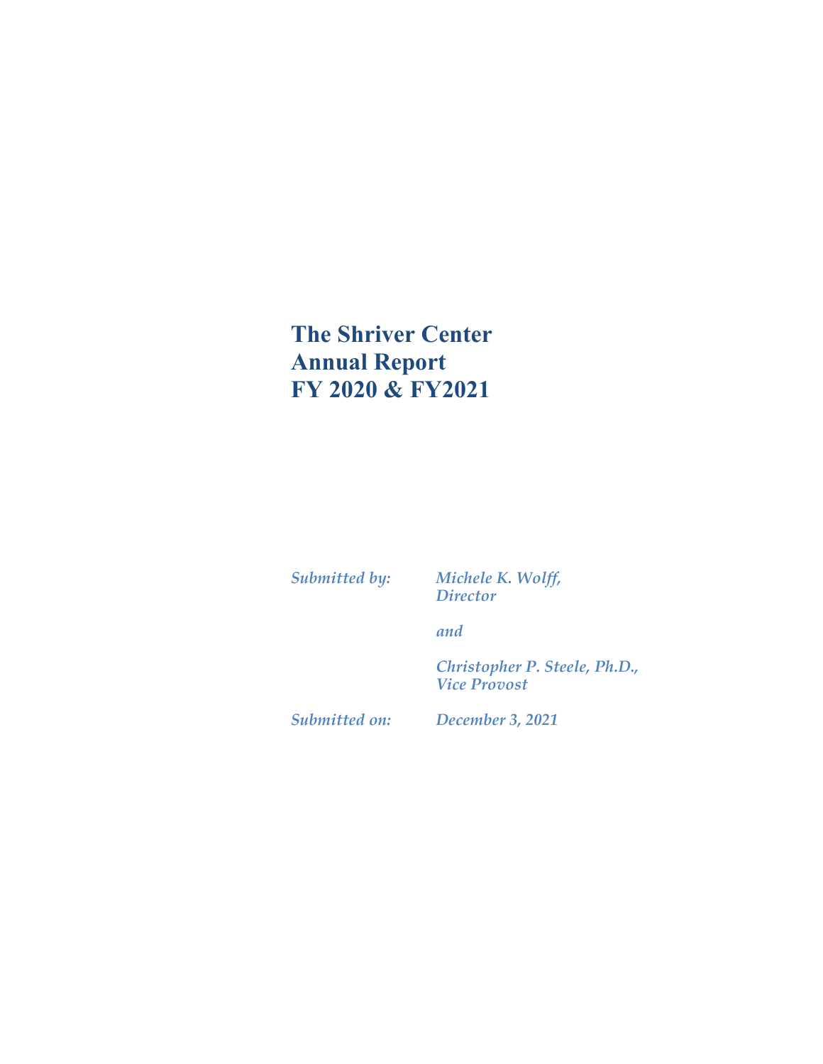# The Shriver Center Annual Report FY 2020 & FY2021

*Submitted by:* *Michele K. Wolff, Director*

*and*

*Christopher P. Steele, Ph.D., Vice Provost*

*Submitted on:* *December 3, 2021*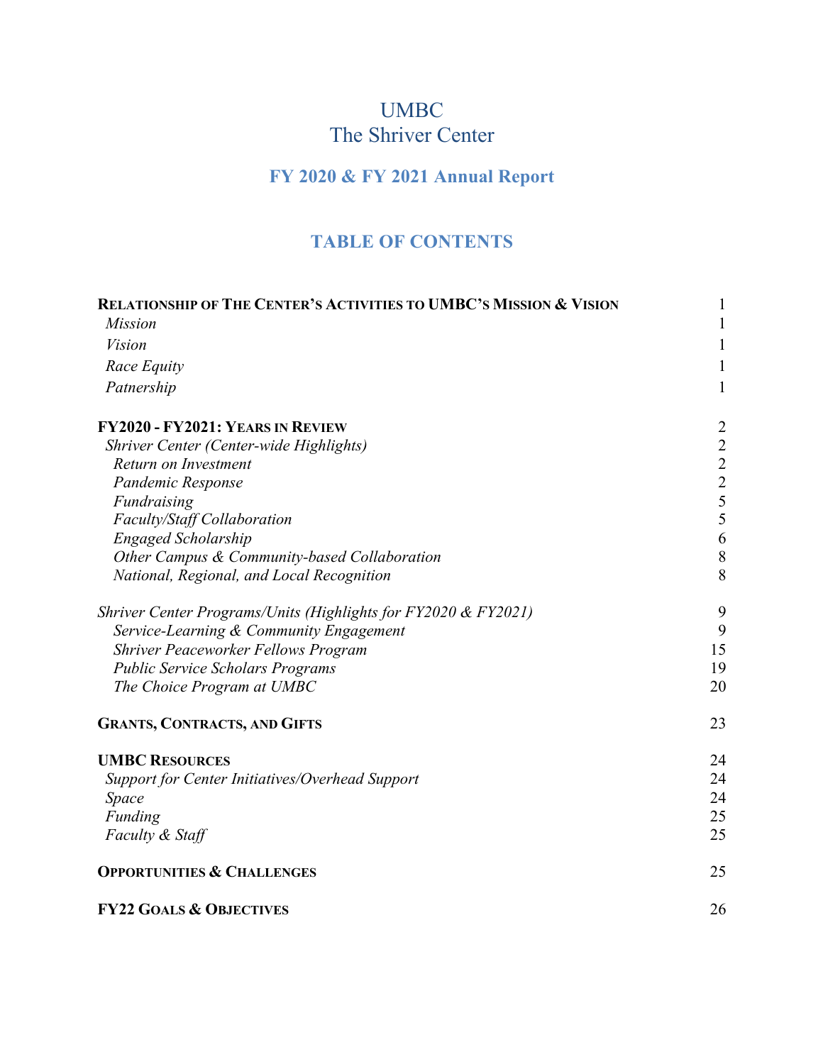# UMBC
# The Shriver Center

## FY 2020 & FY 2021 Annual Report

## TABLE OF CONTENTS

| | |
|---|---|
| **RELATIONSHIP OF THE CENTER'S ACTIVITIES TO UMBC'S MISSION & VISION** | 1 |
| *Mission* | 1 |
| *Vision* | 1 |
| *Race Equity* | 1 |
| *Patnership* | 1 |
| **FY2020 - FY2021: YEARS IN REVIEW** | 2 |
| *Shriver Center (Center-wide Highlights)* | 2 |
| *Return on Investment* | 2 |
| *Pandemic Response* | 2 |
| *Fundraising* | 5 |
| *Faculty/Staff Collaboration* | 5 |
| *Engaged Scholarship* | 6 |
| *Other Campus & Community-based Collaboration* | 8 |
| *National, Regional, and Local Recognition* | 8 |
| *Shriver Center Programs/Units (Highlights for FY2020 & FY2021)* | 9 |
| *Service-Learning & Community Engagement* | 9 |
| *Shriver Peaceworker Fellows Program* | 15 |
| *Public Service Scholars Programs* | 19 |
| *The Choice Program at UMBC* | 20 |
| **GRANTS, CONTRACTS, AND GIFTS** | 23 |
| **UMBC RESOURCES** | 24 |
| *Support for Center Initiatives/Overhead Support* | 24 |
| *Space* | 24 |
| *Funding* | 25 |
| *Faculty & Staff* | 25 |
| **OPPORTUNITIES & CHALLENGES** | 25 |
| **FY22 GOALS & OBJECTIVES** | 26 |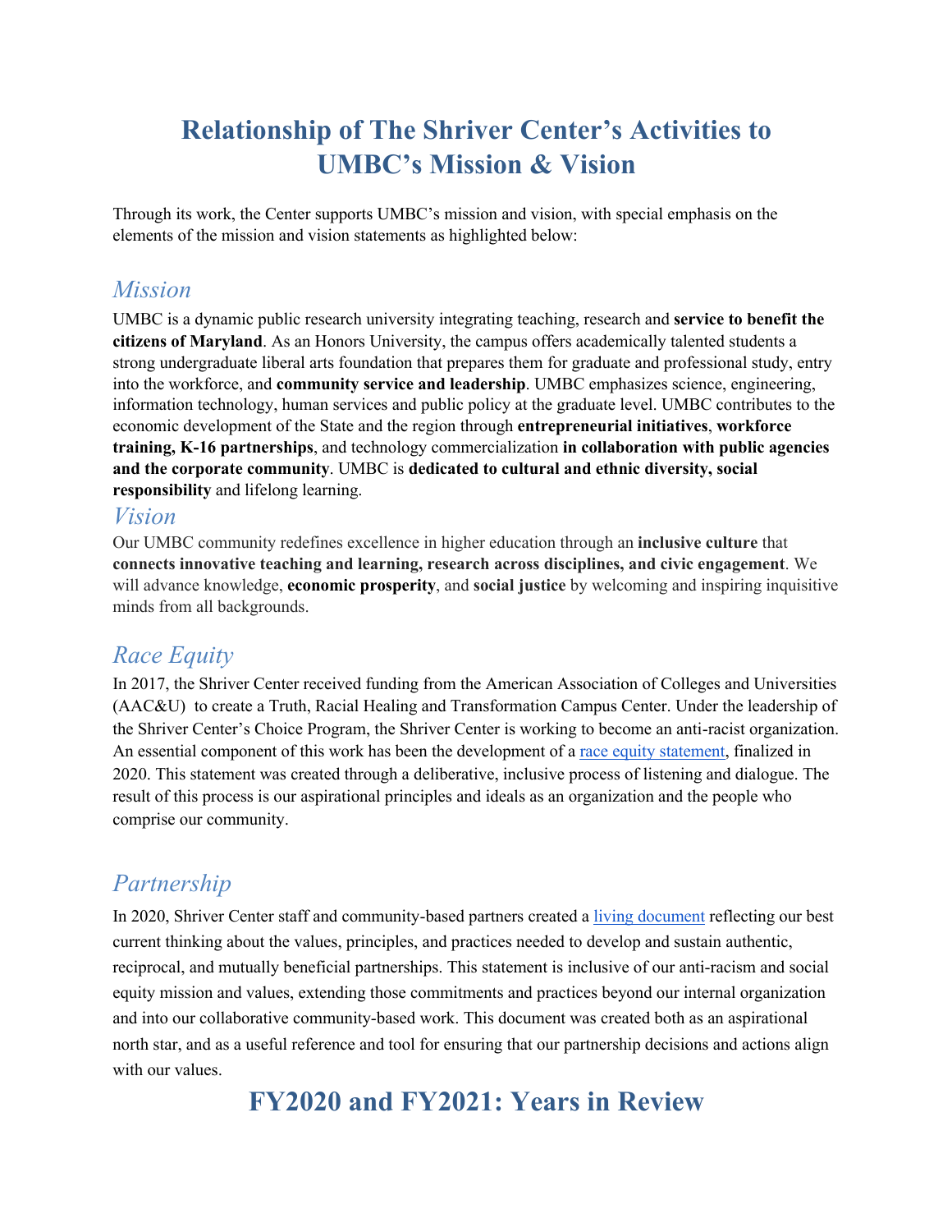# Relationship of The Shriver Center's Activities to UMBC's Mission & Vision

Through its work, the Center supports UMBC's mission and vision, with special emphasis on the elements of the mission and vision statements as highlighted below:

## *Mission*

UMBC is a dynamic public research university integrating teaching, research and **service to benefit the citizens of Maryland**. As an Honors University, the campus offers academically talented students a strong undergraduate liberal arts foundation that prepares them for graduate and professional study, entry into the workforce, and **community service and leadership**. UMBC emphasizes science, engineering, information technology, human services and public policy at the graduate level. UMBC contributes to the economic development of the State and the region through **entrepreneurial initiatives**, **workforce training, K-16 partnerships**, and technology commercialization **in collaboration with public agencies and the corporate community**. UMBC is **dedicated to cultural and ethnic diversity, social responsibility** and lifelong learning.

## *Vision*

Our UMBC community redefines excellence in higher education through an **inclusive culture** that **connects innovative teaching and learning, research across disciplines, and civic engagement**. We will advance knowledge, **economic prosperity**, and **social justice** by welcoming and inspiring inquisitive minds from all backgrounds.

## *Race Equity*

In 2017, the Shriver Center received funding from the American Association of Colleges and Universities (AAC&U) to create a Truth, Racial Healing and Transformation Campus Center. Under the leadership of the Shriver Center's Choice Program, the Shriver Center is working to become an anti-racist organization. An essential component of this work has been the development of a race equity statement, finalized in 2020. This statement was created through a deliberative, inclusive process of listening and dialogue. The result of this process is our aspirational principles and ideals as an organization and the people who comprise our community.

## *Partnership*

In 2020, Shriver Center staff and community-based partners created a living document reflecting our best current thinking about the values, principles, and practices needed to develop and sustain authentic, reciprocal, and mutually beneficial partnerships. This statement is inclusive of our anti-racism and social equity mission and values, extending those commitments and practices beyond our internal organization and into our collaborative community-based work. This document was created both as an aspirational north star, and as a useful reference and tool for ensuring that our partnership decisions and actions align with our values.

# FY2020 and FY2021: Years in Review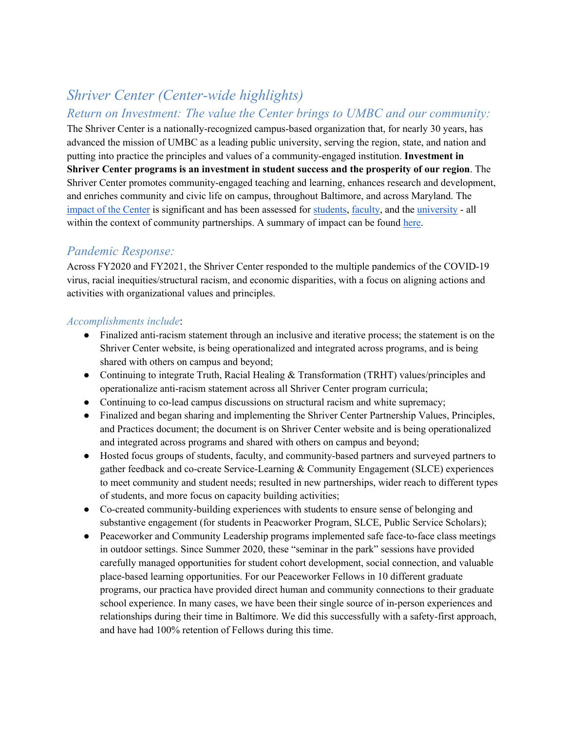# *Shriver Center (Center-wide highlights)*

## *Return on Investment: The value the Center brings to UMBC and our community:*

The Shriver Center is a nationally-recognized campus-based organization that, for nearly 30 years, has advanced the mission of UMBC as a leading public university, serving the region, state, and nation and putting into practice the principles and values of a community-engaged institution. **Investment in Shriver Center programs is an investment in student success and the prosperity of our region**. The Shriver Center promotes community-engaged teaching and learning, enhances research and development, and enriches community and civic life on campus, throughout Baltimore, and across Maryland. The impact of the Center is significant and has been assessed for students, faculty, and the university - all within the context of community partnerships. A summary of impact can be found here.

## *Pandemic Response:*

Across FY2020 and FY2021, the Shriver Center responded to the multiple pandemics of the COVID-19 virus, racial inequities/structural racism, and economic disparities, with a focus on aligning actions and activities with organizational values and principles.

### *Accomplishments include*:

- Finalized anti-racism statement through an inclusive and iterative process; the statement is on the Shriver Center website, is being operationalized and integrated across programs, and is being shared with others on campus and beyond;
- Continuing to integrate Truth, Racial Healing & Transformation (TRHT) values/principles and operationalize anti-racism statement across all Shriver Center program curricula;
- Continuing to co-lead campus discussions on structural racism and white supremacy;
- Finalized and began sharing and implementing the Shriver Center Partnership Values, Principles, and Practices document; the document is on Shriver Center website and is being operationalized and integrated across programs and shared with others on campus and beyond;
- Hosted focus groups of students, faculty, and community-based partners and surveyed partners to gather feedback and co-create Service-Learning & Community Engagement (SLCE) experiences to meet community and student needs; resulted in new partnerships, wider reach to different types of students, and more focus on capacity building activities;
- Co-created community-building experiences with students to ensure sense of belonging and substantive engagement (for students in Peacworker Program, SLCE, Public Service Scholars);
- Peaceworker and Community Leadership programs implemented safe face-to-face class meetings in outdoor settings. Since Summer 2020, these "seminar in the park" sessions have provided carefully managed opportunities for student cohort development, social connection, and valuable place-based learning opportunities. For our Peaceworker Fellows in 10 different graduate programs, our practica have provided direct human and community connections to their graduate school experience. In many cases, we have been their single source of in-person experiences and relationships during their time in Baltimore. We did this successfully with a safety-first approach, and have had 100% retention of Fellows during this time.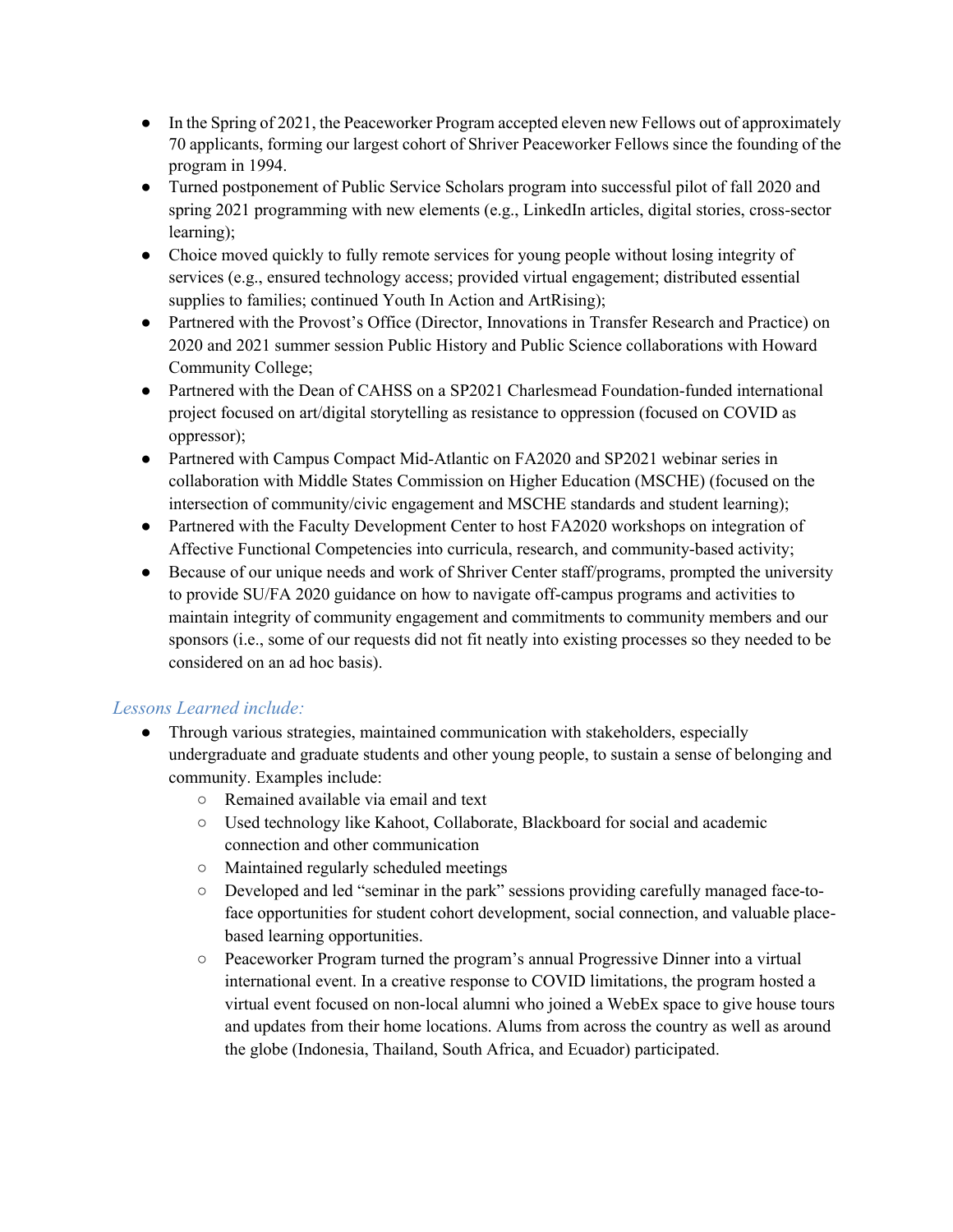- In the Spring of 2021, the Peaceworker Program accepted eleven new Fellows out of approximately 70 applicants, forming our largest cohort of Shriver Peaceworker Fellows since the founding of the program in 1994.
- Turned postponement of Public Service Scholars program into successful pilot of fall 2020 and spring 2021 programming with new elements (e.g., LinkedIn articles, digital stories, cross-sector learning);
- Choice moved quickly to fully remote services for young people without losing integrity of services (e.g., ensured technology access; provided virtual engagement; distributed essential supplies to families; continued Youth In Action and ArtRising);
- Partnered with the Provost's Office (Director, Innovations in Transfer Research and Practice) on 2020 and 2021 summer session Public History and Public Science collaborations with Howard Community College;
- Partnered with the Dean of CAHSS on a SP2021 Charlesmead Foundation-funded international project focused on art/digital storytelling as resistance to oppression (focused on COVID as oppressor);
- Partnered with Campus Compact Mid-Atlantic on FA2020 and SP2021 webinar series in collaboration with Middle States Commission on Higher Education (MSCHE) (focused on the intersection of community/civic engagement and MSCHE standards and student learning);
- Partnered with the Faculty Development Center to host FA2020 workshops on integration of Affective Functional Competencies into curricula, research, and community-based activity;
- Because of our unique needs and work of Shriver Center staff/programs, prompted the university to provide SU/FA 2020 guidance on how to navigate off-campus programs and activities to maintain integrity of community engagement and commitments to community members and our sponsors (i.e., some of our requests did not fit neatly into existing processes so they needed to be considered on an ad hoc basis).

### *Lessons Learned include:*

- Through various strategies, maintained communication with stakeholders, especially undergraduate and graduate students and other young people, to sustain a sense of belonging and community. Examples include:
    - Remained available via email and text
    - Used technology like Kahoot, Collaborate, Blackboard for social and academic connection and other communication
    - Maintained regularly scheduled meetings
    - Developed and led "seminar in the park" sessions providing carefully managed face-to-face opportunities for student cohort development, social connection, and valuable place-based learning opportunities.
    - Peaceworker Program turned the program's annual Progressive Dinner into a virtual international event. In a creative response to COVID limitations, the program hosted a virtual event focused on non-local alumni who joined a WebEx space to give house tours and updates from their home locations. Alums from across the country as well as around the globe (Indonesia, Thailand, South Africa, and Ecuador) participated.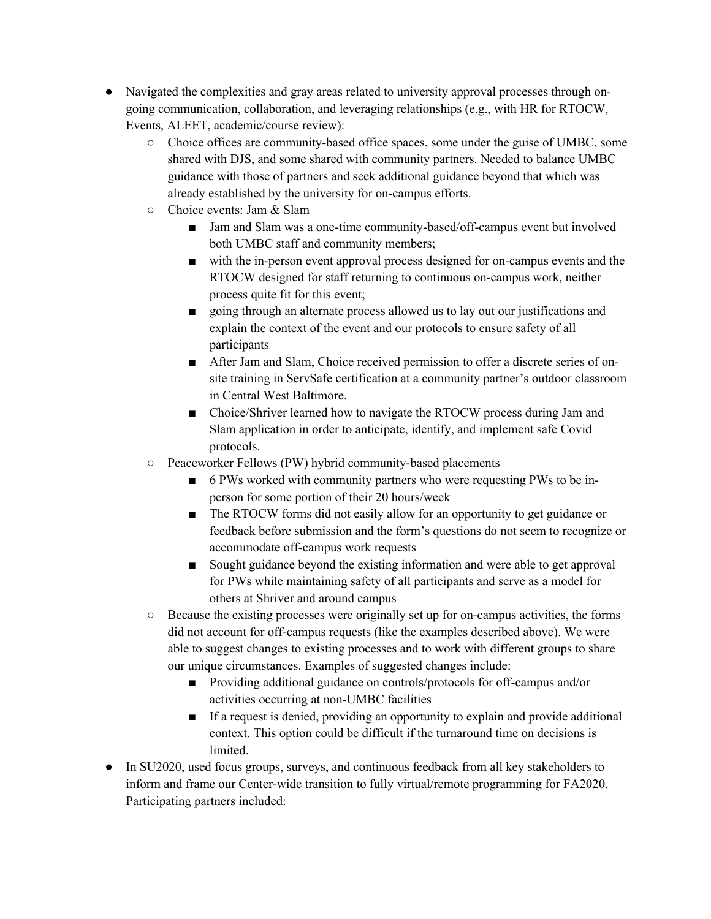- Navigated the complexities and gray areas related to university approval processes through on-going communication, collaboration, and leveraging relationships (e.g., with HR for RTOCW, Events, ALEET, academic/course review):
  - Choice offices are community-based office spaces, some under the guise of UMBC, some shared with DJS, and some shared with community partners. Needed to balance UMBC guidance with those of partners and seek additional guidance beyond that which was already established by the university for on-campus efforts.
  - Choice events: Jam & Slam
    - Jam and Slam was a one-time community-based/off-campus event but involved both UMBC staff and community members;
    - with the in-person event approval process designed for on-campus events and the RTOCW designed for staff returning to continuous on-campus work, neither process quite fit for this event;
    - going through an alternate process allowed us to lay out our justifications and explain the context of the event and our protocols to ensure safety of all participants
    - After Jam and Slam, Choice received permission to offer a discrete series of on-site training in ServSafe certification at a community partner's outdoor classroom in Central West Baltimore.
    - Choice/Shriver learned how to navigate the RTOCW process during Jam and Slam application in order to anticipate, identify, and implement safe Covid protocols.
  - Peaceworker Fellows (PW) hybrid community-based placements
    - 6 PWs worked with community partners who were requesting PWs to be in-person for some portion of their 20 hours/week
    - The RTOCW forms did not easily allow for an opportunity to get guidance or feedback before submission and the form's questions do not seem to recognize or accommodate off-campus work requests
    - Sought guidance beyond the existing information and were able to get approval for PWs while maintaining safety of all participants and serve as a model for others at Shriver and around campus
  - Because the existing processes were originally set up for on-campus activities, the forms did not account for off-campus requests (like the examples described above). We were able to suggest changes to existing processes and to work with different groups to share our unique circumstances. Examples of suggested changes include:
    - Providing additional guidance on controls/protocols for off-campus and/or activities occurring at non-UMBC facilities
    - If a request is denied, providing an opportunity to explain and provide additional context. This option could be difficult if the turnaround time on decisions is limited.
- In SU2020, used focus groups, surveys, and continuous feedback from all key stakeholders to inform and frame our Center-wide transition to fully virtual/remote programming for FA2020. Participating partners included: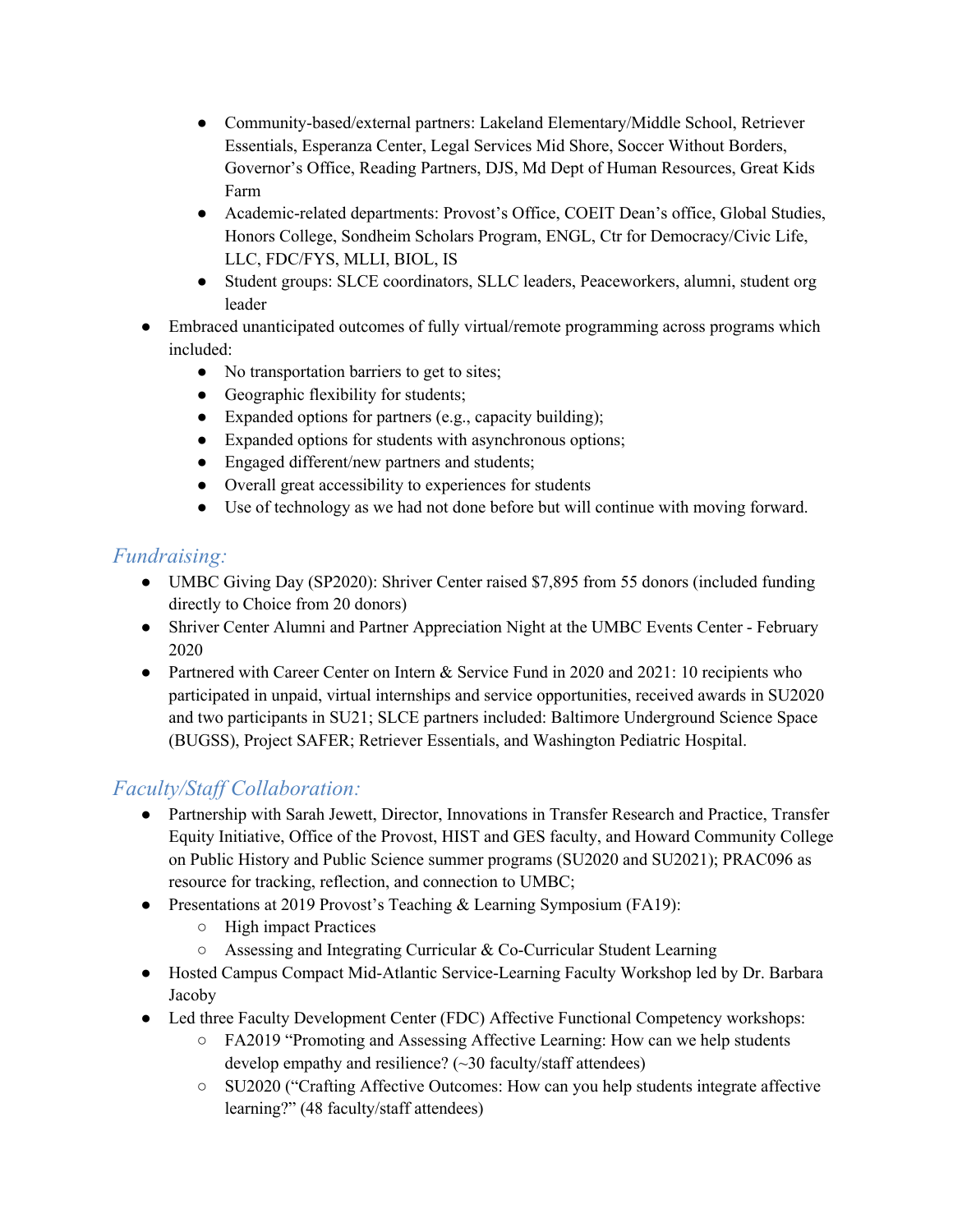- Community-based/external partners: Lakeland Elementary/Middle School, Retriever Essentials, Esperanza Center, Legal Services Mid Shore, Soccer Without Borders, Governor's Office, Reading Partners, DJS, Md Dept of Human Resources, Great Kids Farm
- Academic-related departments: Provost's Office, COEIT Dean's office, Global Studies, Honors College, Sondheim Scholars Program, ENGL, Ctr for Democracy/Civic Life, LLC, FDC/FYS, MLLI, BIOL, IS
- Student groups: SLCE coordinators, SLLC leaders, Peaceworkers, alumni, student org leader

- Embraced unanticipated outcomes of fully virtual/remote programming across programs which included:
  - No transportation barriers to get to sites;
  - Geographic flexibility for students;
  - Expanded options for partners (e.g., capacity building);
  - Expanded options for students with asynchronous options;
  - Engaged different/new partners and students;
  - Overall great accessibility to experiences for students
  - Use of technology as we had not done before but will continue with moving forward.

## *Fundraising:*

- UMBC Giving Day (SP2020): Shriver Center raised $7,895 from 55 donors (included funding directly to Choice from 20 donors)
- Shriver Center Alumni and Partner Appreciation Night at the UMBC Events Center - February 2020
- Partnered with Career Center on Intern & Service Fund in 2020 and 2021: 10 recipients who participated in unpaid, virtual internships and service opportunities, received awards in SU2020 and two participants in SU21; SLCE partners included: Baltimore Underground Science Space (BUGSS), Project SAFER; Retriever Essentials, and Washington Pediatric Hospital.

## *Faculty/Staff Collaboration:*

- Partnership with Sarah Jewett, Director, Innovations in Transfer Research and Practice, Transfer Equity Initiative, Office of the Provost, HIST and GES faculty, and Howard Community College on Public History and Public Science summer programs (SU2020 and SU2021); PRAC096 as resource for tracking, reflection, and connection to UMBC;
- Presentations at 2019 Provost's Teaching & Learning Symposium (FA19):
  - High impact Practices
  - Assessing and Integrating Curricular & Co-Curricular Student Learning
- Hosted Campus Compact Mid-Atlantic Service-Learning Faculty Workshop led by Dr. Barbara Jacoby
- Led three Faculty Development Center (FDC) Affective Functional Competency workshops:
  - FA2019 "Promoting and Assessing Affective Learning: How can we help students develop empathy and resilience? (~30 faculty/staff attendees)
  - SU2020 ("Crafting Affective Outcomes: How can you help students integrate affective learning?" (48 faculty/staff attendees)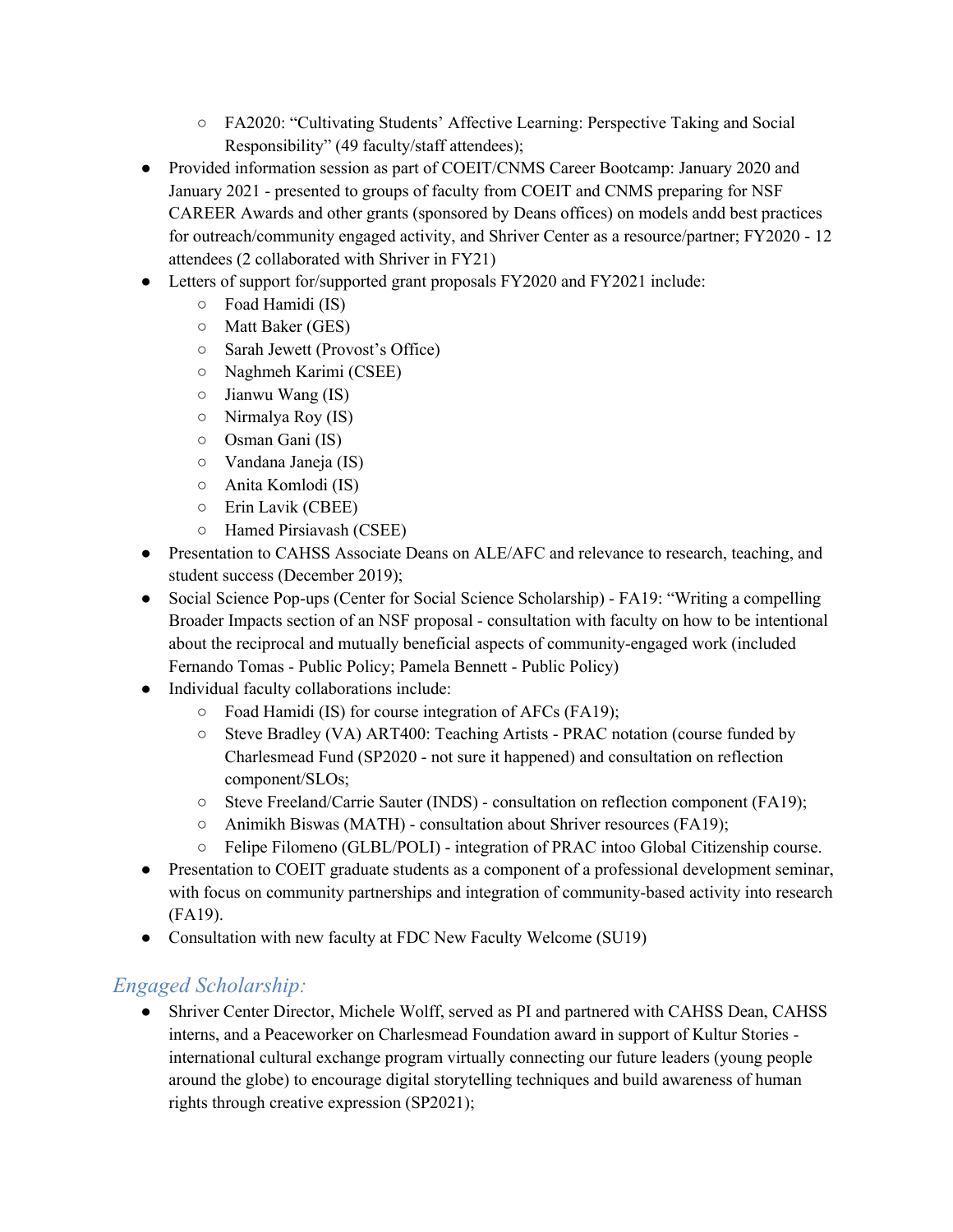- FA2020: "Cultivating Students' Affective Learning: Perspective Taking and Social Responsibility" (49 faculty/staff attendees);
- Provided information session as part of COEIT/CNMS Career Bootcamp: January 2020 and January 2021 - presented to groups of faculty from COEIT and CNMS preparing for NSF CAREER Awards and other grants (sponsored by Deans offices) on models andd best practices for outreach/community engaged activity, and Shriver Center as a resource/partner; FY2020 - 12 attendees (2 collaborated with Shriver in FY21)
- Letters of support for/supported grant proposals FY2020 and FY2021 include:
  - Foad Hamidi (IS)
  - Matt Baker (GES)
  - Sarah Jewett (Provost's Office)
  - Naghmeh Karimi (CSEE)
  - Jianwu Wang (IS)
  - Nirmalya Roy (IS)
  - Osman Gani (IS)
  - Vandana Janeja (IS)
  - Anita Komlodi (IS)
  - Erin Lavik (CBEE)
  - Hamed Pirsiavash (CSEE)
- Presentation to CAHSS Associate Deans on ALE/AFC and relevance to research, teaching, and student success (December 2019);
- Social Science Pop-ups (Center for Social Science Scholarship) - FA19: "Writing a compelling Broader Impacts section of an NSF proposal - consultation with faculty on how to be intentional about the reciprocal and mutually beneficial aspects of community-engaged work (included Fernando Tomas - Public Policy; Pamela Bennett - Public Policy)
- Individual faculty collaborations include:
  - Foad Hamidi (IS) for course integration of AFCs (FA19);
  - Steve Bradley (VA) ART400: Teaching Artists - PRAC notation (course funded by Charlesmead Fund (SP2020 - not sure it happened) and consultation on reflection component/SLOs;
  - Steve Freeland/Carrie Sauter (INDS) - consultation on reflection component (FA19);
  - Animikh Biswas (MATH) - consultation about Shriver resources (FA19);
  - Felipe Filomeno (GLBL/POLI) - integration of PRAC intoo Global Citizenship course.
- Presentation to COEIT graduate students as a component of a professional development seminar, with focus on community partnerships and integration of community-based activity into research (FA19).
- Consultation with new faculty at FDC New Faculty Welcome (SU19)

## *Engaged Scholarship:*

- Shriver Center Director, Michele Wolff, served as PI and partnered with CAHSS Dean, CAHSS interns, and a Peaceworker on Charlesmead Foundation award in support of Kultur Stories - international cultural exchange program virtually connecting our future leaders (young people around the globe) to encourage digital storytelling techniques and build awareness of human rights through creative expression (SP2021);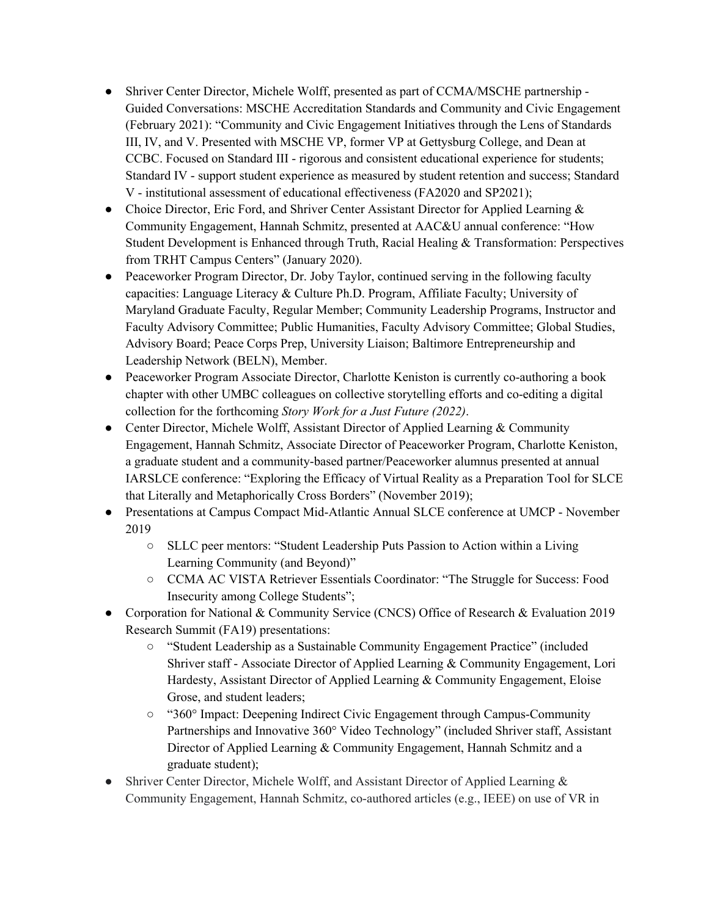- Shriver Center Director, Michele Wolff, presented as part of CCMA/MSCHE partnership - Guided Conversations: MSCHE Accreditation Standards and Community and Civic Engagement (February 2021): "Community and Civic Engagement Initiatives through the Lens of Standards III, IV, and V. Presented with MSCHE VP, former VP at Gettysburg College, and Dean at CCBC. Focused on Standard III - rigorous and consistent educational experience for students; Standard IV - support student experience as measured by student retention and success; Standard V - institutional assessment of educational effectiveness (FA2020 and SP2021);
- Choice Director, Eric Ford, and Shriver Center Assistant Director for Applied Learning & Community Engagement, Hannah Schmitz, presented at AAC&U annual conference: "How Student Development is Enhanced through Truth, Racial Healing & Transformation: Perspectives from TRHT Campus Centers" (January 2020).
- Peaceworker Program Director, Dr. Joby Taylor, continued serving in the following faculty capacities: Language Literacy & Culture Ph.D. Program, Affiliate Faculty; University of Maryland Graduate Faculty, Regular Member; Community Leadership Programs, Instructor and Faculty Advisory Committee; Public Humanities, Faculty Advisory Committee; Global Studies, Advisory Board; Peace Corps Prep, University Liaison; Baltimore Entrepreneurship and Leadership Network (BELN), Member.
- Peaceworker Program Associate Director, Charlotte Keniston is currently co-authoring a book chapter with other UMBC colleagues on collective storytelling efforts and co-editing a digital collection for the forthcoming *Story Work for a Just Future (2022)*.
- Center Director, Michele Wolff, Assistant Director of Applied Learning & Community Engagement, Hannah Schmitz, Associate Director of Peaceworker Program, Charlotte Keniston, a graduate student and a community-based partner/Peaceworker alumnus presented at annual IARSLCE conference: "Exploring the Efficacy of Virtual Reality as a Preparation Tool for SLCE that Literally and Metaphorically Cross Borders" (November 2019);
- Presentations at Campus Compact Mid-Atlantic Annual SLCE conference at UMCP - November 2019
    - SLLC peer mentors: "Student Leadership Puts Passion to Action within a Living Learning Community (and Beyond)"
    - CCMA AC VISTA Retriever Essentials Coordinator: "The Struggle for Success: Food Insecurity among College Students";
- Corporation for National & Community Service (CNCS) Office of Research & Evaluation 2019 Research Summit (FA19) presentations:
    - "Student Leadership as a Sustainable Community Engagement Practice" (included Shriver staff - Associate Director of Applied Learning & Community Engagement, Lori Hardesty, Assistant Director of Applied Learning & Community Engagement, Eloise Grose, and student leaders;
    - "360° Impact: Deepening Indirect Civic Engagement through Campus-Community Partnerships and Innovative 360° Video Technology" (included Shriver staff, Assistant Director of Applied Learning & Community Engagement, Hannah Schmitz and a graduate student);
- Shriver Center Director, Michele Wolff, and Assistant Director of Applied Learning & Community Engagement, Hannah Schmitz, co-authored articles (e.g., IEEE) on use of VR in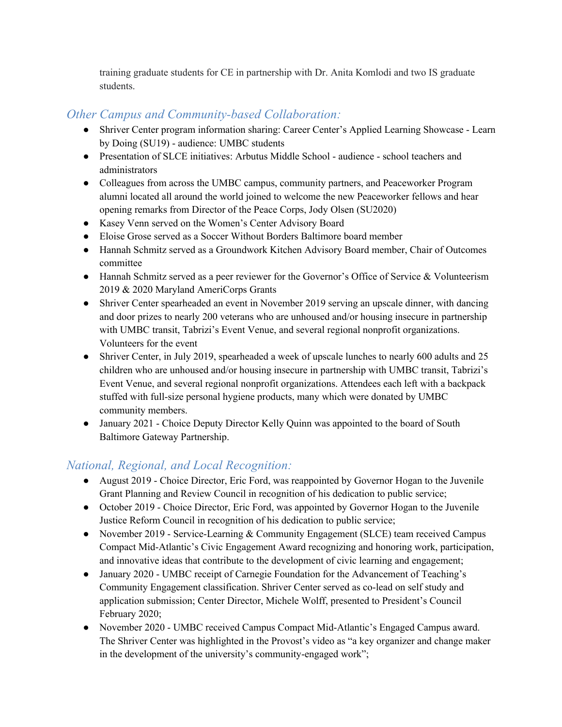training graduate students for CE in partnership with Dr. Anita Komlodi and two IS graduate students.

### *Other Campus and Community-based Collaboration:*

- Shriver Center program information sharing: Career Center's Applied Learning Showcase - Learn by Doing (SU19) - audience: UMBC students
- Presentation of SLCE initiatives: Arbutus Middle School - audience - school teachers and administrators
- Colleagues from across the UMBC campus, community partners, and Peaceworker Program alumni located all around the world joined to welcome the new Peaceworker fellows and hear opening remarks from Director of the Peace Corps, Jody Olsen (SU2020)
- Kasey Venn served on the Women's Center Advisory Board
- Eloise Grose served as a Soccer Without Borders Baltimore board member
- Hannah Schmitz served as a Groundwork Kitchen Advisory Board member, Chair of Outcomes committee
- Hannah Schmitz served as a peer reviewer for the Governor's Office of Service & Volunteerism 2019 & 2020 Maryland AmeriCorps Grants
- Shriver Center spearheaded an event in November 2019 serving an upscale dinner, with dancing and door prizes to nearly 200 veterans who are unhoused and/or housing insecure in partnership with UMBC transit, Tabrizi's Event Venue, and several regional nonprofit organizations. Volunteers for the event
- Shriver Center, in July 2019, spearheaded a week of upscale lunches to nearly 600 adults and 25 children who are unhoused and/or housing insecure in partnership with UMBC transit, Tabrizi's Event Venue, and several regional nonprofit organizations. Attendees each left with a backpack stuffed with full-size personal hygiene products, many which were donated by UMBC community members.
- January 2021 - Choice Deputy Director Kelly Quinn was appointed to the board of South Baltimore Gateway Partnership.

### *National, Regional, and Local Recognition:*

- August 2019 - Choice Director, Eric Ford, was reappointed by Governor Hogan to the Juvenile Grant Planning and Review Council in recognition of his dedication to public service;
- October 2019 - Choice Director, Eric Ford, was appointed by Governor Hogan to the Juvenile Justice Reform Council in recognition of his dedication to public service;
- November 2019 - Service-Learning & Community Engagement (SLCE) team received Campus Compact Mid-Atlantic's Civic Engagement Award recognizing and honoring work, participation, and innovative ideas that contribute to the development of civic learning and engagement;
- January 2020 - UMBC receipt of Carnegie Foundation for the Advancement of Teaching's Community Engagement classification. Shriver Center served as co-lead on self study and application submission; Center Director, Michele Wolff, presented to President's Council February 2020;
- November 2020 - UMBC received Campus Compact Mid-Atlantic's Engaged Campus award. The Shriver Center was highlighted in the Provost's video as "a key organizer and change maker in the development of the university's community-engaged work";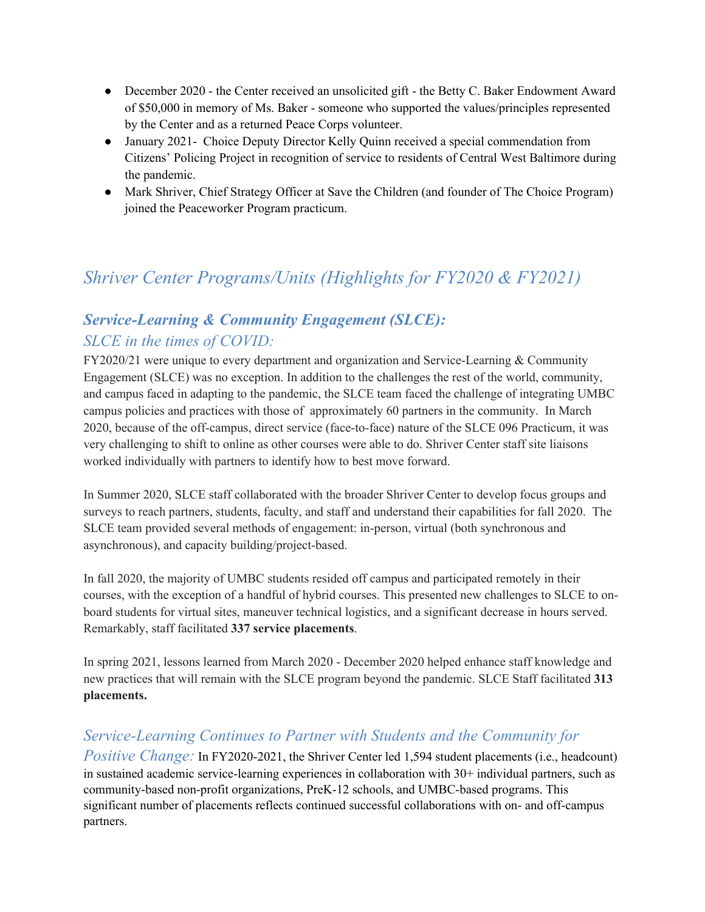- December 2020 - the Center received an unsolicited gift - the Betty C. Baker Endowment Award of $50,000 in memory of Ms. Baker - someone who supported the values/principles represented by the Center and as a returned Peace Corps volunteer.
- January 2021- Choice Deputy Director Kelly Quinn received a special commendation from Citizens' Policing Project in recognition of service to residents of Central West Baltimore during the pandemic.
- Mark Shriver, Chief Strategy Officer at Save the Children (and founder of The Choice Program) joined the Peaceworker Program practicum.

## *Shriver Center Programs/Units (Highlights for FY2020 & FY2021)*

### ***Service-Learning & Community Engagement (SLCE):***

### *SLCE in the times of COVID:*

FY2020/21 were unique to every department and organization and Service-Learning & Community Engagement (SLCE) was no exception. In addition to the challenges the rest of the world, community, and campus faced in adapting to the pandemic, the SLCE team faced the challenge of integrating UMBC campus policies and practices with those of approximately 60 partners in the community. In March 2020, because of the off-campus, direct service (face-to-face) nature of the SLCE 096 Practicum, it was very challenging to shift to online as other courses were able to do. Shriver Center staff site liaisons worked individually with partners to identify how to best move forward.

In Summer 2020, SLCE staff collaborated with the broader Shriver Center to develop focus groups and surveys to reach partners, students, faculty, and staff and understand their capabilities for fall 2020. The SLCE team provided several methods of engagement: in-person, virtual (both synchronous and asynchronous), and capacity building/project-based.

In fall 2020, the majority of UMBC students resided off campus and participated remotely in their courses, with the exception of a handful of hybrid courses. This presented new challenges to SLCE to on-board students for virtual sites, maneuver technical logistics, and a significant decrease in hours served. Remarkably, staff facilitated **337 service placements**.

In spring 2021, lessons learned from March 2020 - December 2020 helped enhance staff knowledge and new practices that will remain with the SLCE program beyond the pandemic. SLCE Staff facilitated **313 placements.**

*Service-Learning Continues to Partner with Students and the Community for Positive Change:* In FY2020-2021, the Shriver Center led 1,594 student placements (i.e., headcount) in sustained academic service-learning experiences in collaboration with 30+ individual partners, such as community-based non-profit organizations, PreK-12 schools, and UMBC-based programs. This significant number of placements reflects continued successful collaborations with on- and off-campus partners.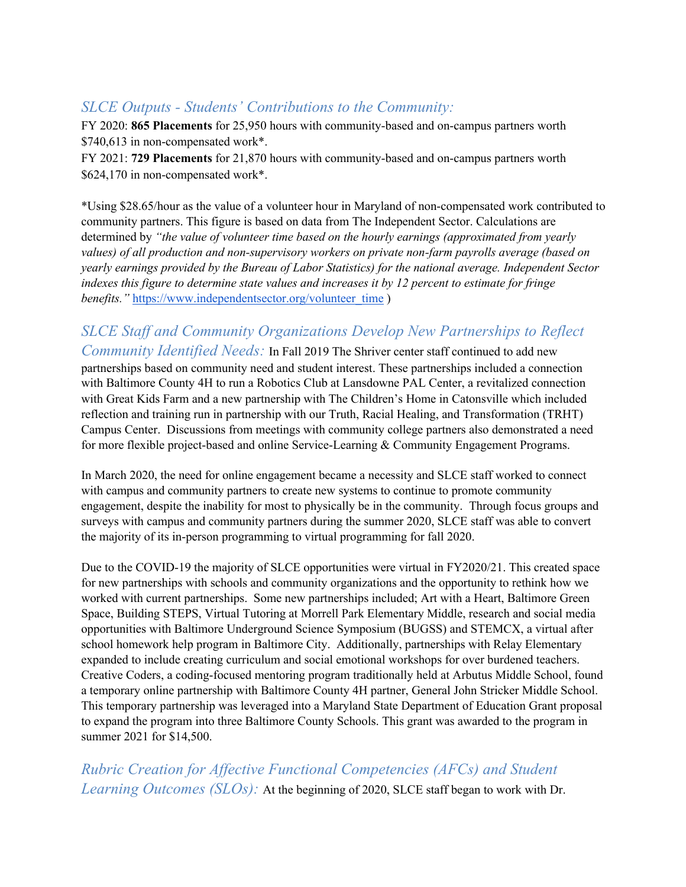### *SLCE Outputs - Students' Contributions to the Community:*

FY 2020: **865 Placements** for 25,950 hours with community-based and on-campus partners worth $740,613 in non-compensated work*.

FY 2021: **729 Placements** for 21,870 hours with community-based and on-campus partners worth $624,170 in non-compensated work*.

*Using $28.65/hour as the value of a volunteer hour in Maryland of non-compensated work contributed to community partners. This figure is based on data from The Independent Sector. Calculations are determined by *"the value of volunteer time based on the hourly earnings (approximated from yearly values) of all production and non-supervisory workers on private non-farm payrolls average (based on yearly earnings provided by the Bureau of Labor Statistics) for the national average. Independent Sector indexes this figure to determine state values and increases it by 12 percent to estimate for fringe benefits."* https://www.independentsector.org/volunteer_time )

*SLCE Staff and Community Organizations Develop New Partnerships to Reflect Community Identified Needs:* In Fall 2019 The Shriver center staff continued to add new partnerships based on community need and student interest. These partnerships included a connection with Baltimore County 4H to run a Robotics Club at Lansdowne PAL Center, a revitalized connection with Great Kids Farm and a new partnership with The Children's Home in Catonsville which included reflection and training run in partnership with our Truth, Racial Healing, and Transformation (TRHT) Campus Center. Discussions from meetings with community college partners also demonstrated a need for more flexible project-based and online Service-Learning & Community Engagement Programs.

In March 2020, the need for online engagement became a necessity and SLCE staff worked to connect with campus and community partners to create new systems to continue to promote community engagement, despite the inability for most to physically be in the community. Through focus groups and surveys with campus and community partners during the summer 2020, SLCE staff was able to convert the majority of its in-person programming to virtual programming for fall 2020.

Due to the COVID-19 the majority of SLCE opportunities were virtual in FY2020/21. This created space for new partnerships with schools and community organizations and the opportunity to rethink how we worked with current partnerships. Some new partnerships included; Art with a Heart, Baltimore Green Space, Building STEPS, Virtual Tutoring at Morrell Park Elementary Middle, research and social media opportunities with Baltimore Underground Science Symposium (BUGSS) and STEMCX, a virtual after school homework help program in Baltimore City. Additionally, partnerships with Relay Elementary expanded to include creating curriculum and social emotional workshops for over burdened teachers. Creative Coders, a coding-focused mentoring program traditionally held at Arbutus Middle School, found a temporary online partnership with Baltimore County 4H partner, General John Stricker Middle School. This temporary partnership was leveraged into a Maryland State Department of Education Grant proposal to expand the program into three Baltimore County Schools. This grant was awarded to the program in summer 2021 for $14,500.

*Rubric Creation for Affective Functional Competencies (AFCs) and Student Learning Outcomes (SLOs):* At the beginning of 2020, SLCE staff began to work with Dr.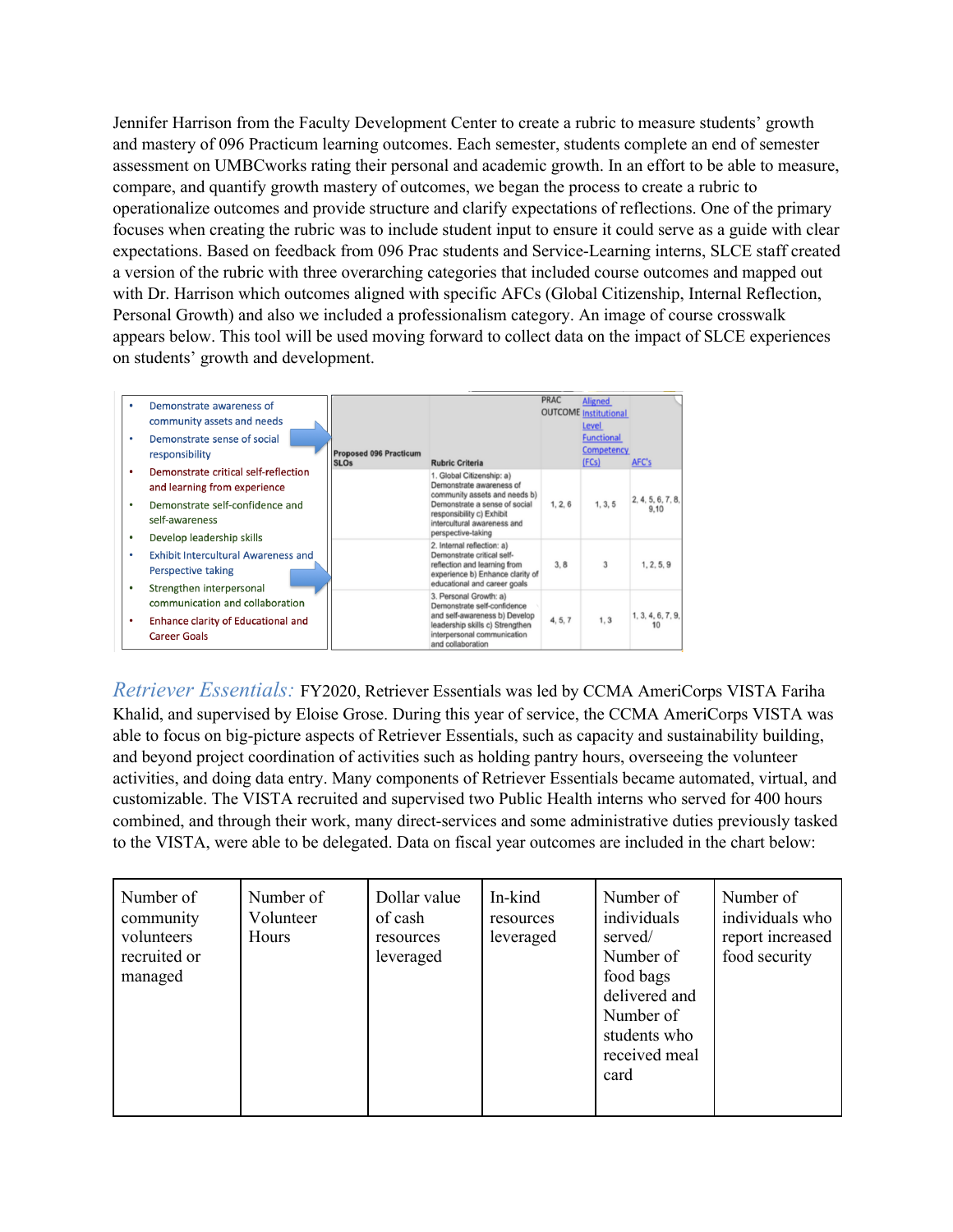Jennifer Harrison from the Faculty Development Center to create a rubric to measure students' growth and mastery of 096 Practicum learning outcomes. Each semester, students complete an end of semester assessment on UMBCworks rating their personal and academic growth. In an effort to be able to measure, compare, and quantify growth mastery of outcomes, we began the process to create a rubric to operationalize outcomes and provide structure and clarify expectations of reflections. One of the primary focuses when creating the rubric was to include student input to ensure it could serve as a guide with clear expectations. Based on feedback from 096 Prac students and Service-Learning interns, SLCE staff created a version of the rubric with three overarching categories that included course outcomes and mapped out with Dr. Harrison which outcomes aligned with specific AFCs (Global Citizenship, Internal Reflection, Personal Growth) and also we included a professionalism category. An image of course crosswalk appears below. This tool will be used moving forward to collect data on the impact of SLCE experiences on students' growth and development.

- Demonstrate awareness of community assets and needs
- Demonstrate sense of social responsibility
- Demonstrate critical self-reflection and learning from experience
- Demonstrate self-confidence and self-awareness
- Develop leadership skills
- Exhibit Intercultural Awareness and Perspective taking
- Strengthen interpersonal communication and collaboration
- Enhance clarity of Educational and Career Goals

| Proposed 096 Practicum SLOs | Rubric Criteria | PRAC OUTCOME | Aligned Institutional Level Functional Competency (FCs) | AFC's |
|---|---|---|---|---|
| | 1. Global Citizenship: a) Demonstrate awareness of community assets and needs b) Demonstrate a sense of social responsibility c) Exhibit intercultural awareness and perspective-taking | 1, 2, 6 | 1, 3, 5 | 2, 4, 5, 6, 7, 8, 9,10 |
| | 2. Internal reflection: a) Demonstrate critical self-reflection and learning from experience b) Enhance clarity of educational and career goals | 3, 8 | 3 | 1, 2, 5, 9 |
| | 3. Personal Growth: a) Demonstrate self-confidence and self-awareness b) Develop leadership skills c) Strengthen interpersonal communication and collaboration | 4, 5, 7 | 1, 3 | 1, 3, 4, 6, 7, 9, 10 |

*Retriever Essentials:* FY2020, Retriever Essentials was led by CCMA AmeriCorps VISTA Fariha Khalid, and supervised by Eloise Grose. During this year of service, the CCMA AmeriCorps VISTA was able to focus on big-picture aspects of Retriever Essentials, such as capacity and sustainability building, and beyond project coordination of activities such as holding pantry hours, overseeing the volunteer activities, and doing data entry. Many components of Retriever Essentials became automated, virtual, and customizable. The VISTA recruited and supervised two Public Health interns who served for 400 hours combined, and through their work, many direct-services and some administrative duties previously tasked to the VISTA, were able to be delegated. Data on fiscal year outcomes are included in the chart below:

| Number of community volunteers recruited or managed | Number of Volunteer Hours | Dollar value of cash resources leveraged | In-kind resources leveraged | Number of individuals served/ Number of food bags delivered and Number of students who received meal card | Number of individuals who report increased food security |
|---|---|---|---|---|---|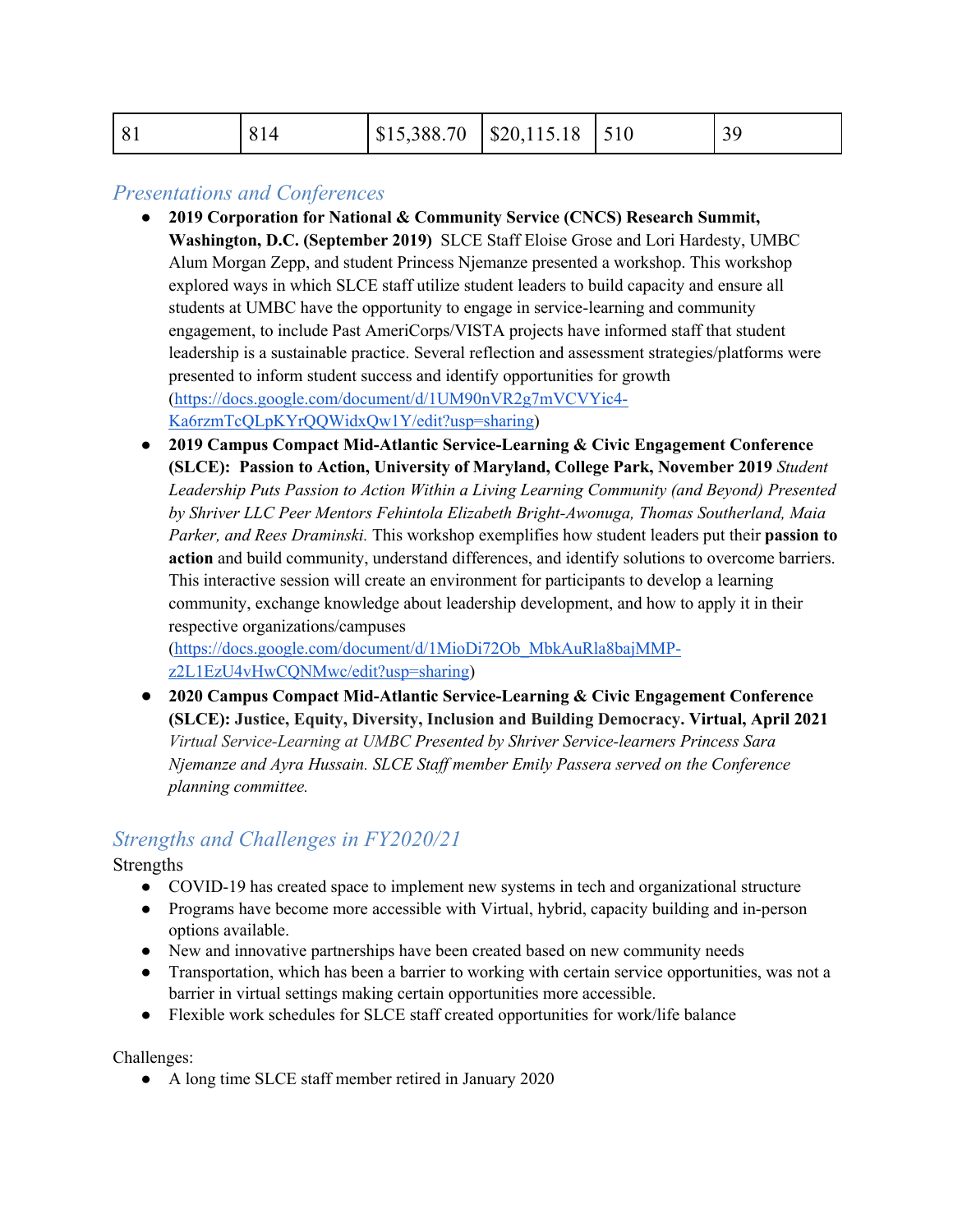| 81 | 814 | $15,388.70 | $20,115.18 | 510 | 39 |
|---|---|---|---|---|---|

## *Presentations and Conferences*

- **2019 Corporation for National & Community Service (CNCS) Research Summit, Washington, D.C. (September 2019)** SLCE Staff Eloise Grose and Lori Hardesty, UMBC Alum Morgan Zepp, and student Princess Njemanze presented a workshop. This workshop explored ways in which SLCE staff utilize student leaders to build capacity and ensure all students at UMBC have the opportunity to engage in service-learning and community engagement, to include Past AmeriCorps/VISTA projects have informed staff that student leadership is a sustainable practice. Several reflection and assessment strategies/platforms were presented to inform student success and identify opportunities for growth (https://docs.google.com/document/d/1UM90nVR2g7mVCVYic4-Ka6rzmTcQLpKYrQQWidxQw1Y/edit?usp=sharing)
- **2019 Campus Compact Mid-Atlantic Service-Learning & Civic Engagement Conference (SLCE): Passion to Action, University of Maryland, College Park, November 2019** *Student Leadership Puts Passion to Action Within a Living Learning Community (and Beyond) Presented by Shriver LLC Peer Mentors Fehintola Elizabeth Bright-Awonuga, Thomas Southerland, Maia Parker, and Rees Draminski.* This workshop exemplifies how student leaders put their **passion to action** and build community, understand differences, and identify solutions to overcome barriers. This interactive session will create an environment for participants to develop a learning community, exchange knowledge about leadership development, and how to apply it in their respective organizations/campuses (https://docs.google.com/document/d/1MioDi72Ob_MbkAuRla8bajMMP-z2L1EzU4vHwCQNMwc/edit?usp=sharing)
- **2020 Campus Compact Mid-Atlantic Service-Learning & Civic Engagement Conference (SLCE): Justice, Equity, Diversity, Inclusion and Building Democracy. Virtual, April 2021** *Virtual Service-Learning at UMBC Presented by Shriver Service-learners Princess Sara Njemanze and Ayra Hussain. SLCE Staff member Emily Passera served on the Conference planning committee.*

## *Strengths and Challenges in FY2020/21*

Strengths

- COVID-19 has created space to implement new systems in tech and organizational structure
- Programs have become more accessible with Virtual, hybrid, capacity building and in-person options available.
- New and innovative partnerships have been created based on new community needs
- Transportation, which has been a barrier to working with certain service opportunities, was not a barrier in virtual settings making certain opportunities more accessible.
- Flexible work schedules for SLCE staff created opportunities for work/life balance

Challenges:

- A long time SLCE staff member retired in January 2020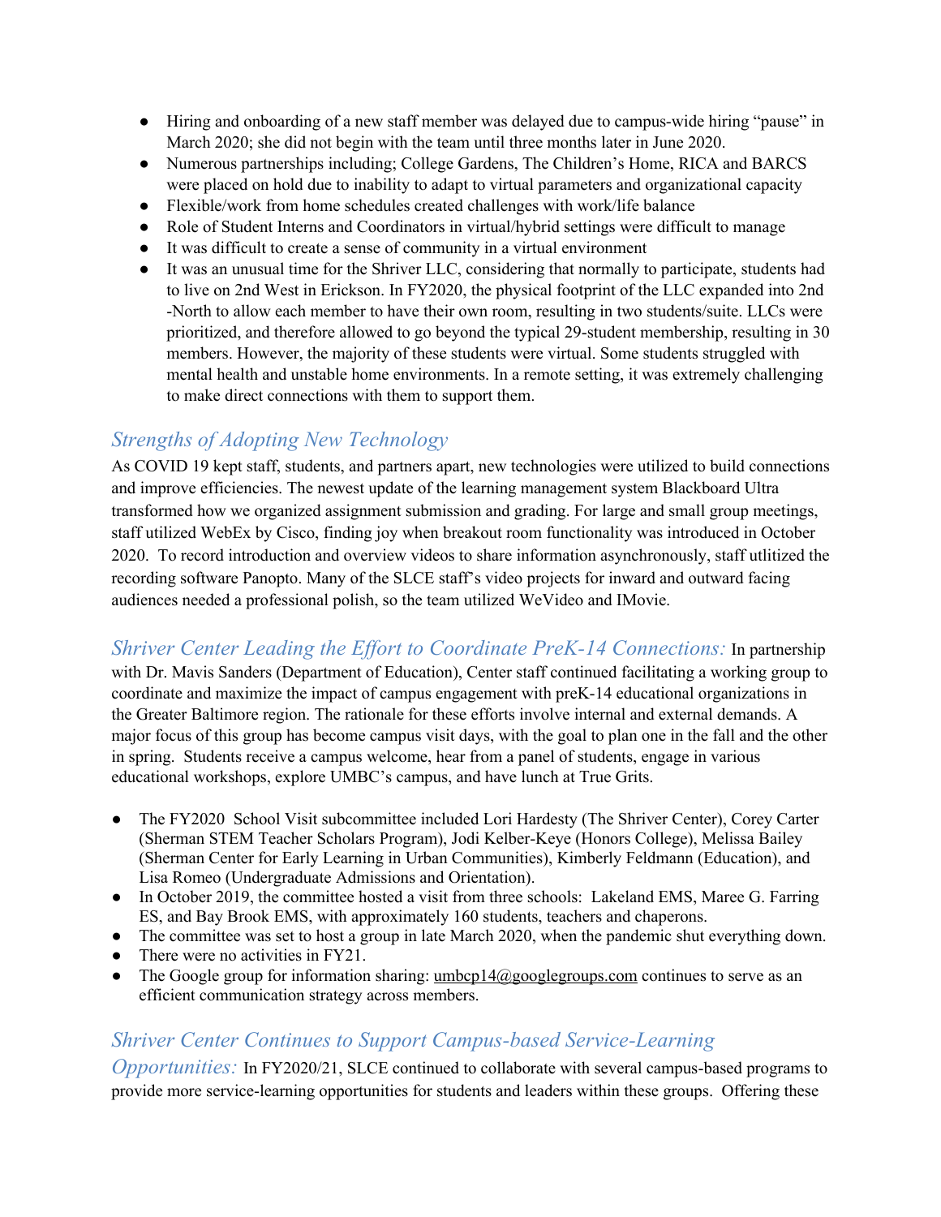- Hiring and onboarding of a new staff member was delayed due to campus-wide hiring "pause" in March 2020; she did not begin with the team until three months later in June 2020.
- Numerous partnerships including; College Gardens, The Children's Home, RICA and BARCS were placed on hold due to inability to adapt to virtual parameters and organizational capacity
- Flexible/work from home schedules created challenges with work/life balance
- Role of Student Interns and Coordinators in virtual/hybrid settings were difficult to manage
- It was difficult to create a sense of community in a virtual environment
- It was an unusual time for the Shriver LLC, considering that normally to participate, students had to live on 2nd West in Erickson. In FY2020, the physical footprint of the LLC expanded into 2nd -North to allow each member to have their own room, resulting in two students/suite. LLCs were prioritized, and therefore allowed to go beyond the typical 29-student membership, resulting in 30 members. However, the majority of these students were virtual. Some students struggled with mental health and unstable home environments. In a remote setting, it was extremely challenging to make direct connections with them to support them.

## *Strengths of Adopting New Technology*

As COVID 19 kept staff, students, and partners apart, new technologies were utilized to build connections and improve efficiencies. The newest update of the learning management system Blackboard Ultra transformed how we organized assignment submission and grading. For large and small group meetings, staff utilized WebEx by Cisco, finding joy when breakout room functionality was introduced in October 2020. To record introduction and overview videos to share information asynchronously, staff utlitized the recording software Panopto. Many of the SLCE staff's video projects for inward and outward facing audiences needed a professional polish, so the team utilized WeVideo and IMovie.

*Shriver Center Leading the Effort to Coordinate PreK-14 Connections:* In partnership with Dr. Mavis Sanders (Department of Education), Center staff continued facilitating a working group to coordinate and maximize the impact of campus engagement with preK-14 educational organizations in the Greater Baltimore region. The rationale for these efforts involve internal and external demands. A major focus of this group has become campus visit days, with the goal to plan one in the fall and the other in spring. Students receive a campus welcome, hear from a panel of students, engage in various educational workshops, explore UMBC's campus, and have lunch at True Grits.

- The FY2020 School Visit subcommittee included Lori Hardesty (The Shriver Center), Corey Carter (Sherman STEM Teacher Scholars Program), Jodi Kelber-Keye (Honors College), Melissa Bailey (Sherman Center for Early Learning in Urban Communities), Kimberly Feldmann (Education), and Lisa Romeo (Undergraduate Admissions and Orientation).
- In October 2019, the committee hosted a visit from three schools: Lakeland EMS, Maree G. Farring ES, and Bay Brook EMS, with approximately 160 students, teachers and chaperons.
- The committee was set to host a group in late March 2020, when the pandemic shut everything down.
- There were no activities in FY21.
- The Google group for information sharing: umbcp14@googlegroups.com continues to serve as an efficient communication strategy across members.

*Shriver Center Continues to Support Campus-based Service-Learning Opportunities:* In FY2020/21, SLCE continued to collaborate with several campus-based programs to provide more service-learning opportunities for students and leaders within these groups. Offering these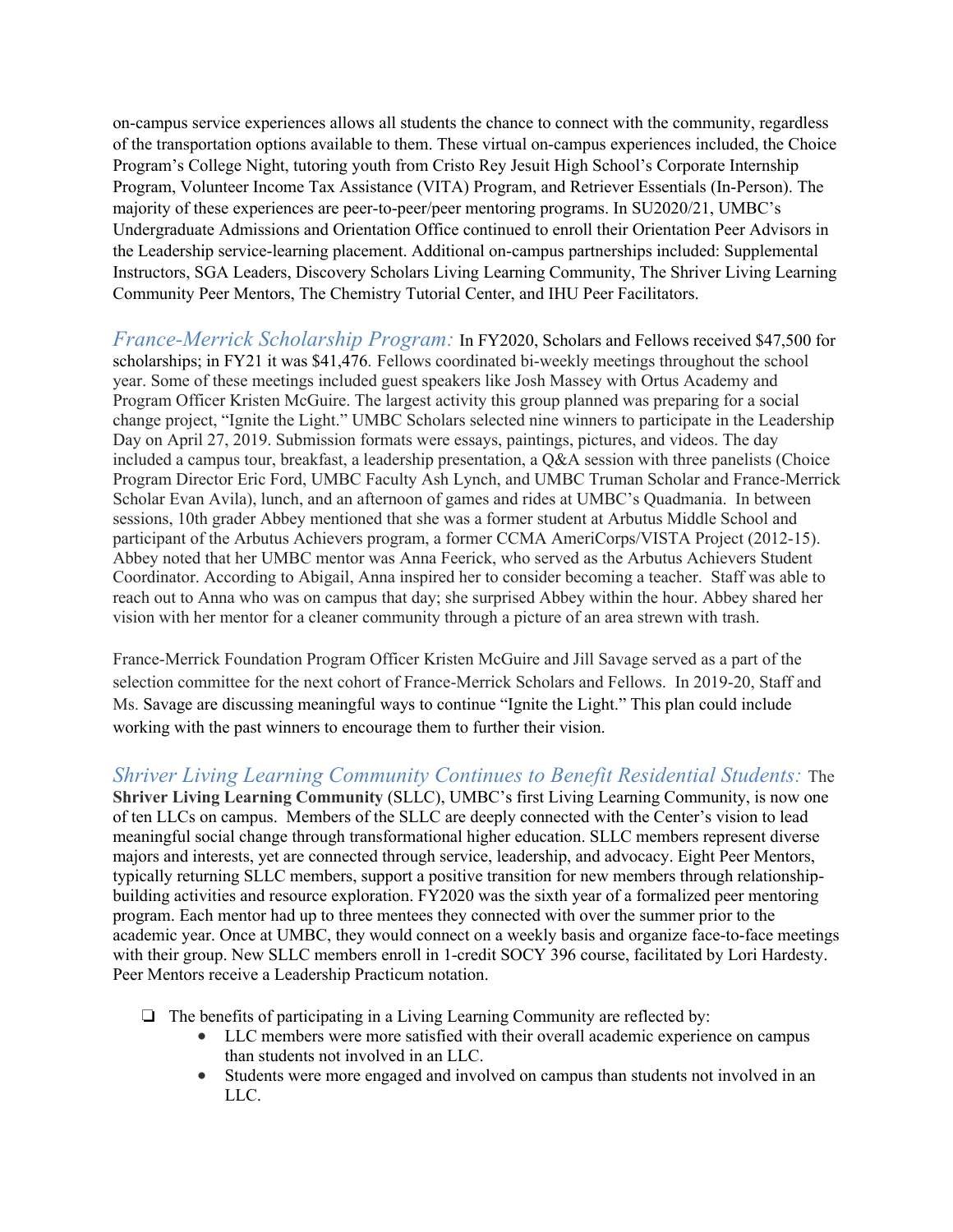on-campus service experiences allows all students the chance to connect with the community, regardless of the transportation options available to them. These virtual on-campus experiences included, the Choice Program's College Night, tutoring youth from Cristo Rey Jesuit High School's Corporate Internship Program, Volunteer Income Tax Assistance (VITA) Program, and Retriever Essentials (In-Person). The majority of these experiences are peer-to-peer/peer mentoring programs. In SU2020/21, UMBC's Undergraduate Admissions and Orientation Office continued to enroll their Orientation Peer Advisors in the Leadership service-learning placement. Additional on-campus partnerships included: Supplemental Instructors, SGA Leaders, Discovery Scholars Living Learning Community, The Shriver Living Learning Community Peer Mentors, The Chemistry Tutorial Center, and IHU Peer Facilitators.

*France-Merrick Scholarship Program:* In FY2020, Scholars and Fellows received $47,500 for scholarships; in FY21 it was $41,476. Fellows coordinated bi-weekly meetings throughout the school year. Some of these meetings included guest speakers like Josh Massey with Ortus Academy and Program Officer Kristen McGuire. The largest activity this group planned was preparing for a social change project, "Ignite the Light." UMBC Scholars selected nine winners to participate in the Leadership Day on April 27, 2019. Submission formats were essays, paintings, pictures, and videos. The day included a campus tour, breakfast, a leadership presentation, a Q&A session with three panelists (Choice Program Director Eric Ford, UMBC Faculty Ash Lynch, and UMBC Truman Scholar and France-Merrick Scholar Evan Avila), lunch, and an afternoon of games and rides at UMBC's Quadmania. In between sessions, 10th grader Abbey mentioned that she was a former student at Arbutus Middle School and participant of the Arbutus Achievers program, a former CCMA AmeriCorps/VISTA Project (2012-15). Abbey noted that her UMBC mentor was Anna Feerick, who served as the Arbutus Achievers Student Coordinator. According to Abigail, Anna inspired her to consider becoming a teacher. Staff was able to reach out to Anna who was on campus that day; she surprised Abbey within the hour. Abbey shared her vision with her mentor for a cleaner community through a picture of an area strewn with trash.

France-Merrick Foundation Program Officer Kristen McGuire and Jill Savage served as a part of the selection committee for the next cohort of France-Merrick Scholars and Fellows. In 2019-20, Staff and Ms. Savage are discussing meaningful ways to continue "Ignite the Light." This plan could include working with the past winners to encourage them to further their vision.

*Shriver Living Learning Community Continues to Benefit Residential Students:* The **Shriver Living Learning Community** (SLLC), UMBC's first Living Learning Community, is now one of ten LLCs on campus. Members of the SLLC are deeply connected with the Center's vision to lead meaningful social change through transformational higher education. SLLC members represent diverse majors and interests, yet are connected through service, leadership, and advocacy. Eight Peer Mentors, typically returning SLLC members, support a positive transition for new members through relationship-building activities and resource exploration. FY2020 was the sixth year of a formalized peer mentoring program. Each mentor had up to three mentees they connected with over the summer prior to the academic year. Once at UMBC, they would connect on a weekly basis and organize face-to-face meetings with their group. New SLLC members enroll in 1-credit SOCY 396 course, facilitated by Lori Hardesty. Peer Mentors receive a Leadership Practicum notation.

- The benefits of participating in a Living Learning Community are reflected by:
  - LLC members were more satisfied with their overall academic experience on campus than students not involved in an LLC.
  - Students were more engaged and involved on campus than students not involved in an LLC.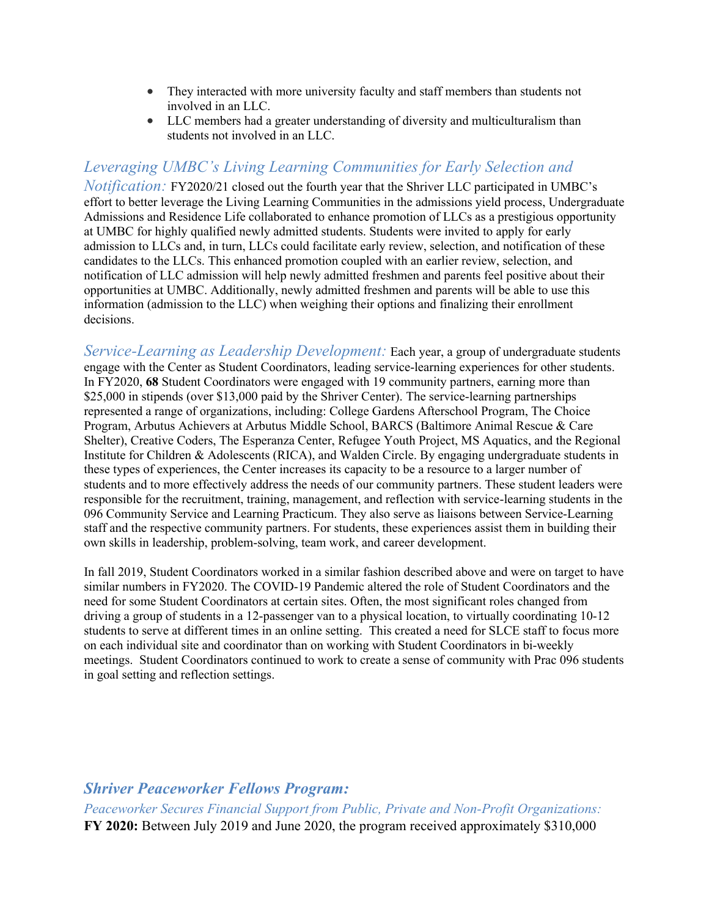- They interacted with more university faculty and staff members than students not involved in an LLC.
- LLC members had a greater understanding of diversity and multiculturalism than students not involved in an LLC.

*Leveraging UMBC's Living Learning Communities for Early Selection and Notification:* FY2020/21 closed out the fourth year that the Shriver LLC participated in UMBC's effort to better leverage the Living Learning Communities in the admissions yield process, Undergraduate Admissions and Residence Life collaborated to enhance promotion of LLCs as a prestigious opportunity at UMBC for highly qualified newly admitted students. Students were invited to apply for early admission to LLCs and, in turn, LLCs could facilitate early review, selection, and notification of these candidates to the LLCs. This enhanced promotion coupled with an earlier review, selection, and notification of LLC admission will help newly admitted freshmen and parents feel positive about their opportunities at UMBC. Additionally, newly admitted freshmen and parents will be able to use this information (admission to the LLC) when weighing their options and finalizing their enrollment decisions.

*Service-Learning as Leadership Development:* Each year, a group of undergraduate students engage with the Center as Student Coordinators, leading service-learning experiences for other students. In FY2020, **68** Student Coordinators were engaged with 19 community partners, earning more than $25,000 in stipends (over $13,000 paid by the Shriver Center). The service-learning partnerships represented a range of organizations, including: College Gardens Afterschool Program, The Choice Program, Arbutus Achievers at Arbutus Middle School, BARCS (Baltimore Animal Rescue & Care Shelter), Creative Coders, The Esperanza Center, Refugee Youth Project, MS Aquatics, and the Regional Institute for Children & Adolescents (RICA), and Walden Circle. By engaging undergraduate students in these types of experiences, the Center increases its capacity to be a resource to a larger number of students and to more effectively address the needs of our community partners. These student leaders were responsible for the recruitment, training, management, and reflection with service-learning students in the 096 Community Service and Learning Practicum. They also serve as liaisons between Service-Learning staff and the respective community partners. For students, these experiences assist them in building their own skills in leadership, problem-solving, team work, and career development.

In fall 2019, Student Coordinators worked in a similar fashion described above and were on target to have similar numbers in FY2020. The COVID-19 Pandemic altered the role of Student Coordinators and the need for some Student Coordinators at certain sites. Often, the most significant roles changed from driving a group of students in a 12-passenger van to a physical location, to virtually coordinating 10-12 students to serve at different times in an online setting. This created a need for SLCE staff to focus more on each individual site and coordinator than on working with Student Coordinators in bi-weekly meetings. Student Coordinators continued to work to create a sense of community with Prac 096 students in goal setting and reflection settings.

## *Shriver Peaceworker Fellows Program:*

*Peaceworker Secures Financial Support from Public, Private and Non-Profit Organizations:*

**FY 2020:** Between July 2019 and June 2020, the program received approximately $310,000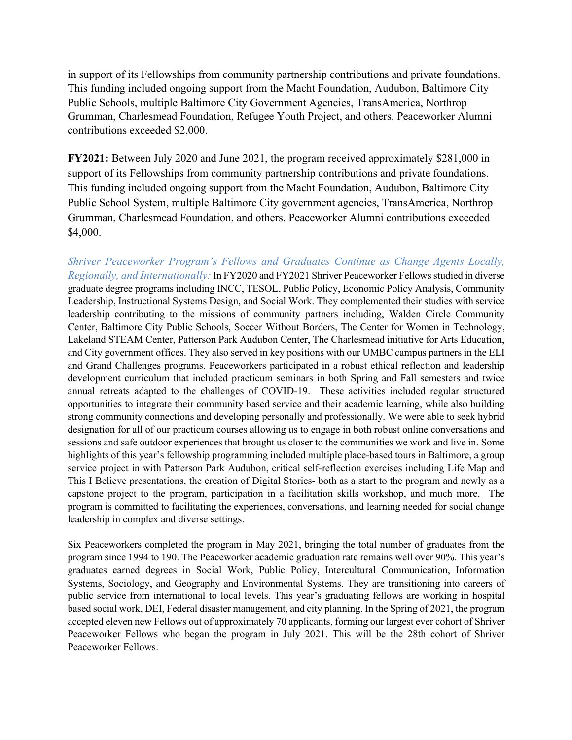in support of its Fellowships from community partnership contributions and private foundations. This funding included ongoing support from the Macht Foundation, Audubon, Baltimore City Public Schools, multiple Baltimore City Government Agencies, TransAmerica, Northrop Grumman, Charlesmead Foundation, Refugee Youth Project, and others. Peaceworker Alumni contributions exceeded $2,000.

**FY2021:** Between July 2020 and June 2021, the program received approximately $281,000 in support of its Fellowships from community partnership contributions and private foundations. This funding included ongoing support from the Macht Foundation, Audubon, Baltimore City Public School System, multiple Baltimore City government agencies, TransAmerica, Northrop Grumman, Charlesmead Foundation, and others. Peaceworker Alumni contributions exceeded $4,000.

*Shriver Peaceworker Program's Fellows and Graduates Continue as Change Agents Locally, Regionally, and Internationally:* In FY2020 and FY2021 Shriver Peaceworker Fellows studied in diverse graduate degree programs including INCC, TESOL, Public Policy, Economic Policy Analysis, Community Leadership, Instructional Systems Design, and Social Work. They complemented their studies with service leadership contributing to the missions of community partners including, Walden Circle Community Center, Baltimore City Public Schools, Soccer Without Borders, The Center for Women in Technology, Lakeland STEAM Center, Patterson Park Audubon Center, The Charlesmead initiative for Arts Education, and City government offices. They also served in key positions with our UMBC campus partners in the ELI and Grand Challenges programs. Peaceworkers participated in a robust ethical reflection and leadership development curriculum that included practicum seminars in both Spring and Fall semesters and twice annual retreats adapted to the challenges of COVID-19. These activities included regular structured opportunities to integrate their community based service and their academic learning, while also building strong community connections and developing personally and professionally. We were able to seek hybrid designation for all of our practicum courses allowing us to engage in both robust online conversations and sessions and safe outdoor experiences that brought us closer to the communities we work and live in. Some highlights of this year's fellowship programming included multiple place-based tours in Baltimore, a group service project in with Patterson Park Audubon, critical self-reflection exercises including Life Map and This I Believe presentations, the creation of Digital Stories- both as a start to the program and newly as a capstone project to the program, participation in a facilitation skills workshop, and much more. The program is committed to facilitating the experiences, conversations, and learning needed for social change leadership in complex and diverse settings.

Six Peaceworkers completed the program in May 2021, bringing the total number of graduates from the program since 1994 to 190. The Peaceworker academic graduation rate remains well over 90%. This year's graduates earned degrees in Social Work, Public Policy, Intercultural Communication, Information Systems, Sociology, and Geography and Environmental Systems. They are transitioning into careers of public service from international to local levels. This year's graduating fellows are working in hospital based social work, DEI, Federal disaster management, and city planning. In the Spring of 2021, the program accepted eleven new Fellows out of approximately 70 applicants, forming our largest ever cohort of Shriver Peaceworker Fellows who began the program in July 2021. This will be the 28th cohort of Shriver Peaceworker Fellows.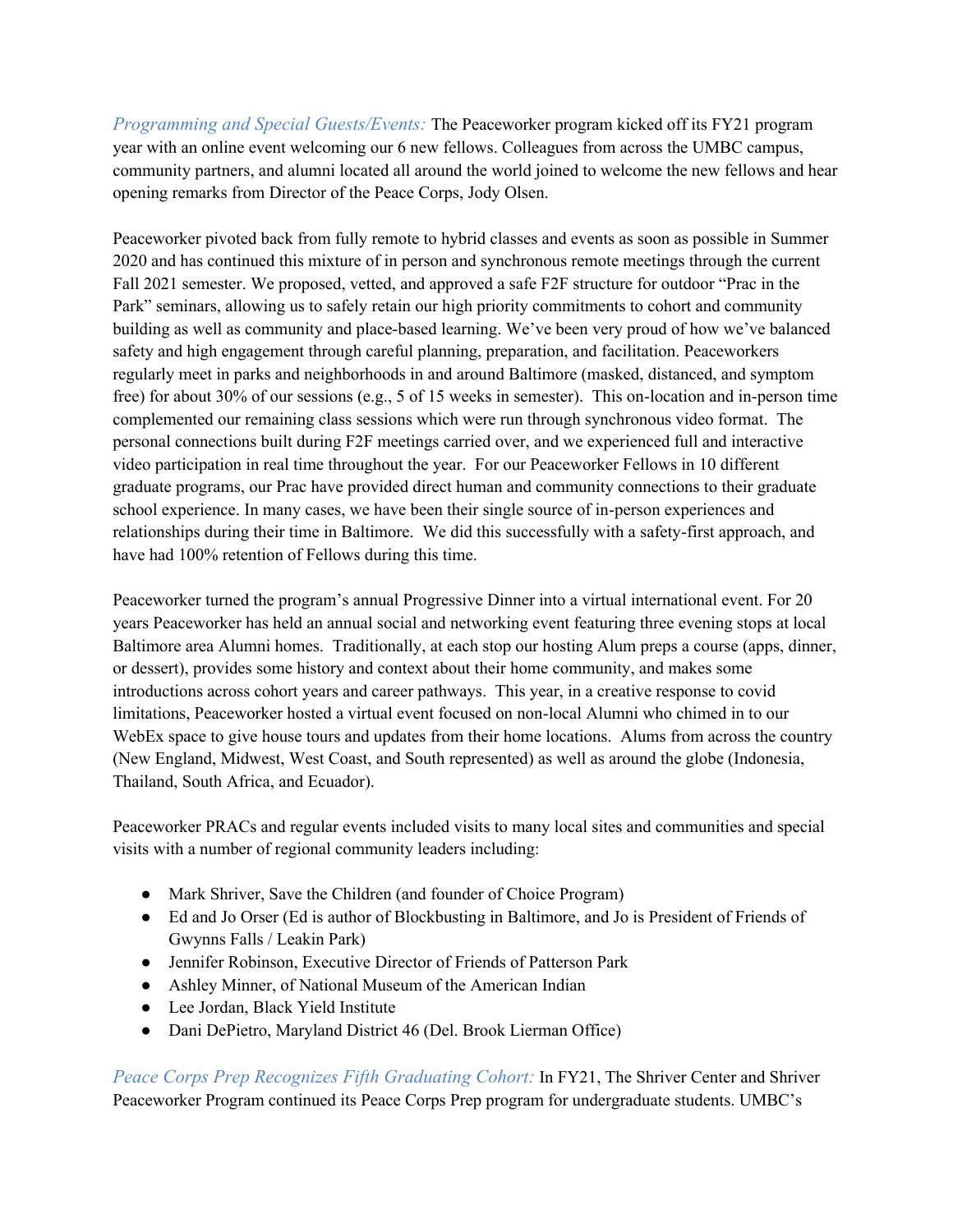*Programming and Special Guests/Events:* The Peaceworker program kicked off its FY21 program year with an online event welcoming our 6 new fellows. Colleagues from across the UMBC campus, community partners, and alumni located all around the world joined to welcome the new fellows and hear opening remarks from Director of the Peace Corps, Jody Olsen.

Peaceworker pivoted back from fully remote to hybrid classes and events as soon as possible in Summer 2020 and has continued this mixture of in person and synchronous remote meetings through the current Fall 2021 semester. We proposed, vetted, and approved a safe F2F structure for outdoor "Prac in the Park" seminars, allowing us to safely retain our high priority commitments to cohort and community building as well as community and place-based learning. We've been very proud of how we've balanced safety and high engagement through careful planning, preparation, and facilitation. Peaceworkers regularly meet in parks and neighborhoods in and around Baltimore (masked, distanced, and symptom free) for about 30% of our sessions (e.g., 5 of 15 weeks in semester). This on-location and in-person time complemented our remaining class sessions which were run through synchronous video format. The personal connections built during F2F meetings carried over, and we experienced full and interactive video participation in real time throughout the year. For our Peaceworker Fellows in 10 different graduate programs, our Prac have provided direct human and community connections to their graduate school experience. In many cases, we have been their single source of in-person experiences and relationships during their time in Baltimore. We did this successfully with a safety-first approach, and have had 100% retention of Fellows during this time.

Peaceworker turned the program's annual Progressive Dinner into a virtual international event. For 20 years Peaceworker has held an annual social and networking event featuring three evening stops at local Baltimore area Alumni homes. Traditionally, at each stop our hosting Alum preps a course (apps, dinner, or dessert), provides some history and context about their home community, and makes some introductions across cohort years and career pathways. This year, in a creative response to covid limitations, Peaceworker hosted a virtual event focused on non-local Alumni who chimed in to our WebEx space to give house tours and updates from their home locations. Alums from across the country (New England, Midwest, West Coast, and South represented) as well as around the globe (Indonesia, Thailand, South Africa, and Ecuador).

Peaceworker PRACs and regular events included visits to many local sites and communities and special visits with a number of regional community leaders including:

- Mark Shriver, Save the Children (and founder of Choice Program)
- Ed and Jo Orser (Ed is author of Blockbusting in Baltimore, and Jo is President of Friends of Gwynns Falls / Leakin Park)
- Jennifer Robinson, Executive Director of Friends of Patterson Park
- Ashley Minner, of National Museum of the American Indian
- Lee Jordan, Black Yield Institute
- Dani DePietro, Maryland District 46 (Del. Brook Lierman Office)

*Peace Corps Prep Recognizes Fifth Graduating Cohort:* In FY21, The Shriver Center and Shriver Peaceworker Program continued its Peace Corps Prep program for undergraduate students. UMBC's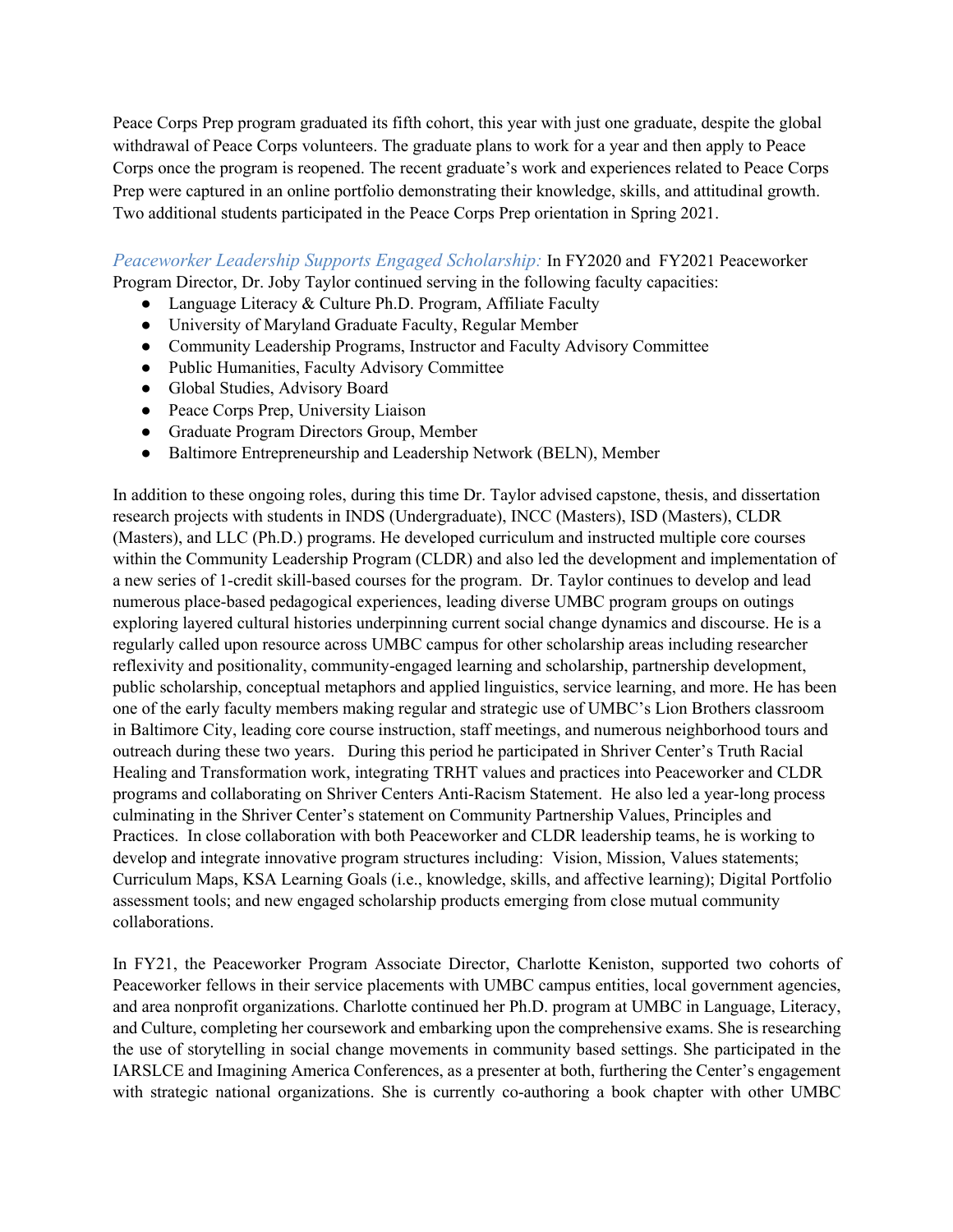Peace Corps Prep program graduated its fifth cohort, this year with just one graduate, despite the global withdrawal of Peace Corps volunteers. The graduate plans to work for a year and then apply to Peace Corps once the program is reopened. The recent graduate's work and experiences related to Peace Corps Prep were captured in an online portfolio demonstrating their knowledge, skills, and attitudinal growth. Two additional students participated in the Peace Corps Prep orientation in Spring 2021.

*Peaceworker Leadership Supports Engaged Scholarship:* In FY2020 and FY2021 Peaceworker Program Director, Dr. Joby Taylor continued serving in the following faculty capacities:

- Language Literacy & Culture Ph.D. Program, Affiliate Faculty
- University of Maryland Graduate Faculty, Regular Member
- Community Leadership Programs, Instructor and Faculty Advisory Committee
- Public Humanities, Faculty Advisory Committee
- Global Studies, Advisory Board
- Peace Corps Prep, University Liaison
- Graduate Program Directors Group, Member
- Baltimore Entrepreneurship and Leadership Network (BELN), Member

In addition to these ongoing roles, during this time Dr. Taylor advised capstone, thesis, and dissertation research projects with students in INDS (Undergraduate), INCC (Masters), ISD (Masters), CLDR (Masters), and LLC (Ph.D.) programs. He developed curriculum and instructed multiple core courses within the Community Leadership Program (CLDR) and also led the development and implementation of a new series of 1-credit skill-based courses for the program. Dr. Taylor continues to develop and lead numerous place-based pedagogical experiences, leading diverse UMBC program groups on outings exploring layered cultural histories underpinning current social change dynamics and discourse. He is a regularly called upon resource across UMBC campus for other scholarship areas including researcher reflexivity and positionality, community-engaged learning and scholarship, partnership development, public scholarship, conceptual metaphors and applied linguistics, service learning, and more. He has been one of the early faculty members making regular and strategic use of UMBC's Lion Brothers classroom in Baltimore City, leading core course instruction, staff meetings, and numerous neighborhood tours and outreach during these two years. During this period he participated in Shriver Center's Truth Racial Healing and Transformation work, integrating TRHT values and practices into Peaceworker and CLDR programs and collaborating on Shriver Centers Anti-Racism Statement. He also led a year-long process culminating in the Shriver Center's statement on Community Partnership Values, Principles and Practices. In close collaboration with both Peaceworker and CLDR leadership teams, he is working to develop and integrate innovative program structures including: Vision, Mission, Values statements; Curriculum Maps, KSA Learning Goals (i.e., knowledge, skills, and affective learning); Digital Portfolio assessment tools; and new engaged scholarship products emerging from close mutual community collaborations.

In FY21, the Peaceworker Program Associate Director, Charlotte Keniston, supported two cohorts of Peaceworker fellows in their service placements with UMBC campus entities, local government agencies, and area nonprofit organizations. Charlotte continued her Ph.D. program at UMBC in Language, Literacy, and Culture, completing her coursework and embarking upon the comprehensive exams. She is researching the use of storytelling in social change movements in community based settings. She participated in the IARSLCE and Imagining America Conferences, as a presenter at both, furthering the Center's engagement with strategic national organizations. She is currently co-authoring a book chapter with other UMBC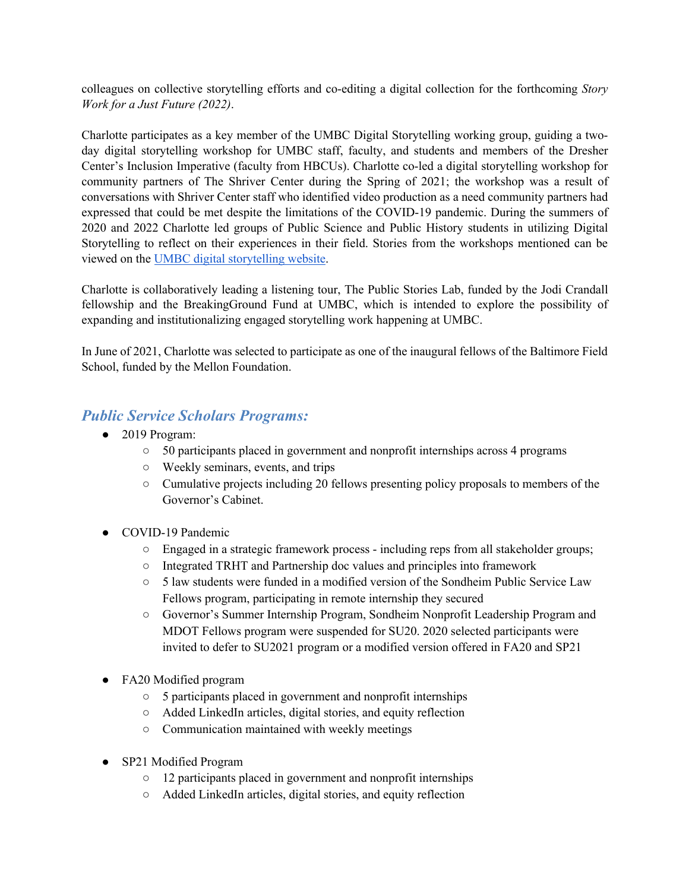colleagues on collective storytelling efforts and co-editing a digital collection for the forthcoming *Story Work for a Just Future (2022)*.

Charlotte participates as a key member of the UMBC Digital Storytelling working group, guiding a two-day digital storytelling workshop for UMBC staff, faculty, and students and members of the Dresher Center's Inclusion Imperative (faculty from HBCUs). Charlotte co-led a digital storytelling workshop for community partners of The Shriver Center during the Spring of 2021; the workshop was a result of conversations with Shriver Center staff who identified video production as a need community partners had expressed that could be met despite the limitations of the COVID-19 pandemic. During the summers of 2020 and 2022 Charlotte led groups of Public Science and Public History students in utilizing Digital Storytelling to reflect on their experiences in their field. Stories from the workshops mentioned can be viewed on the [UMBC digital storytelling website](#).

Charlotte is collaboratively leading a listening tour, The Public Stories Lab, funded by the Jodi Crandall fellowship and the BreakingGround Fund at UMBC, which is intended to explore the possibility of expanding and institutionalizing engaged storytelling work happening at UMBC.

In June of 2021, Charlotte was selected to participate as one of the inaugural fellows of the Baltimore Field School, funded by the Mellon Foundation.

### *Public Service Scholars Programs:*

- 2019 Program:
  - 50 participants placed in government and nonprofit internships across 4 programs
  - Weekly seminars, events, and trips
  - Cumulative projects including 20 fellows presenting policy proposals to members of the Governor's Cabinet.

- COVID-19 Pandemic
  - Engaged in a strategic framework process - including reps from all stakeholder groups;
  - Integrated TRHT and Partnership doc values and principles into framework
  - 5 law students were funded in a modified version of the Sondheim Public Service Law Fellows program, participating in remote internship they secured
  - Governor's Summer Internship Program, Sondheim Nonprofit Leadership Program and MDOT Fellows program were suspended for SU20. 2020 selected participants were invited to defer to SU2021 program or a modified version offered in FA20 and SP21

- FA20 Modified program
  - 5 participants placed in government and nonprofit internships
  - Added LinkedIn articles, digital stories, and equity reflection
  - Communication maintained with weekly meetings

- SP21 Modified Program
  - 12 participants placed in government and nonprofit internships
  - Added LinkedIn articles, digital stories, and equity reflection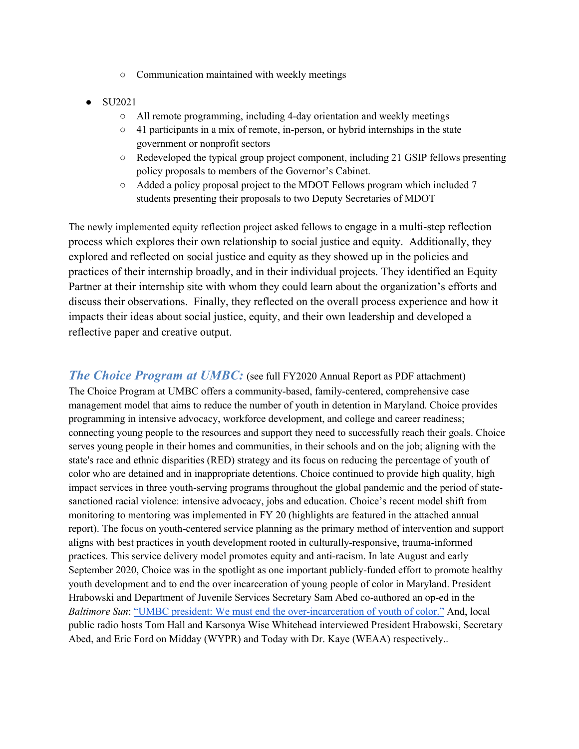- Communication maintained with weekly meetings

- SU2021
  - All remote programming, including 4-day orientation and weekly meetings
  - 41 participants in a mix of remote, in-person, or hybrid internships in the state government or nonprofit sectors
  - Redeveloped the typical group project component, including 21 GSIP fellows presenting policy proposals to members of the Governor's Cabinet.
  - Added a policy proposal project to the MDOT Fellows program which included 7 students presenting their proposals to two Deputy Secretaries of MDOT

The newly implemented equity reflection project asked fellows to engage in a multi-step reflection process which explores their own relationship to social justice and equity. Additionally, they explored and reflected on social justice and equity as they showed up in the policies and practices of their internship broadly, and in their individual projects. They identified an Equity Partner at their internship site with whom they could learn about the organization's efforts and discuss their observations. Finally, they reflected on the overall process experience and how it impacts their ideas about social justice, equity, and their own leadership and developed a reflective paper and creative output.

***The Choice Program at UMBC:*** (see full FY2020 Annual Report as PDF attachment)
The Choice Program at UMBC offers a community-based, family-centered, comprehensive case management model that aims to reduce the number of youth in detention in Maryland. Choice provides programming in intensive advocacy, workforce development, and college and career readiness; connecting young people to the resources and support they need to successfully reach their goals. Choice serves young people in their homes and communities, in their schools and on the job; aligning with the state's race and ethnic disparities (RED) strategy and its focus on reducing the percentage of youth of color who are detained and in inappropriate detentions. Choice continued to provide high quality, high impact services in three youth-serving programs throughout the global pandemic and the period of state-sanctioned racial violence: intensive advocacy, jobs and education. Choice's recent model shift from monitoring to mentoring was implemented in FY 20 (highlights are featured in the attached annual report). The focus on youth-centered service planning as the primary method of intervention and support aligns with best practices in youth development rooted in culturally-responsive, trauma-informed practices. This service delivery model promotes equity and anti-racism. In late August and early September 2020, Choice was in the spotlight as one important publicly-funded effort to promote healthy youth development and to end the over incarceration of young people of color in Maryland. President Hrabowski and Department of Juvenile Services Secretary Sam Abed co-authored an op-ed in the *Baltimore Sun*: "UMBC president: We must end the over-incarceration of youth of color." And, local public radio hosts Tom Hall and Karsonya Wise Whitehead interviewed President Hrabowski, Secretary Abed, and Eric Ford on Midday (WYPR) and Today with Dr. Kaye (WEAA) respectively..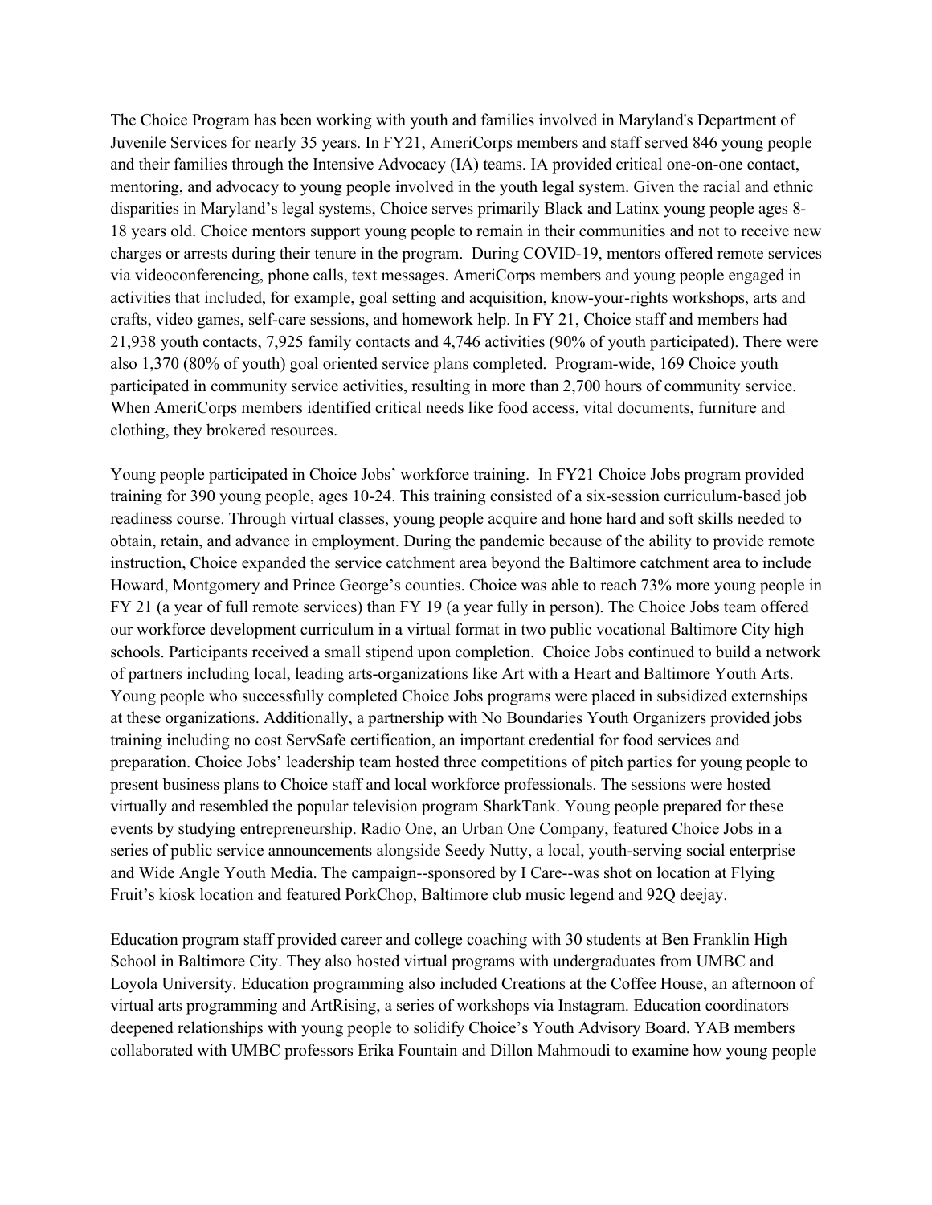The Choice Program has been working with youth and families involved in Maryland's Department of Juvenile Services for nearly 35 years. In FY21, AmeriCorps members and staff served 846 young people and their families through the Intensive Advocacy (IA) teams. IA provided critical one-on-one contact, mentoring, and advocacy to young people involved in the youth legal system. Given the racial and ethnic disparities in Maryland's legal systems, Choice serves primarily Black and Latinx young people ages 8-18 years old. Choice mentors support young people to remain in their communities and not to receive new charges or arrests during their tenure in the program. During COVID-19, mentors offered remote services via videoconferencing, phone calls, text messages. AmeriCorps members and young people engaged in activities that included, for example, goal setting and acquisition, know-your-rights workshops, arts and crafts, video games, self-care sessions, and homework help. In FY 21, Choice staff and members had 21,938 youth contacts, 7,925 family contacts and 4,746 activities (90% of youth participated). There were also 1,370 (80% of youth) goal oriented service plans completed. Program-wide, 169 Choice youth participated in community service activities, resulting in more than 2,700 hours of community service. When AmeriCorps members identified critical needs like food access, vital documents, furniture and clothing, they brokered resources.

Young people participated in Choice Jobs' workforce training. In FY21 Choice Jobs program provided training for 390 young people, ages 10-24. This training consisted of a six-session curriculum-based job readiness course. Through virtual classes, young people acquire and hone hard and soft skills needed to obtain, retain, and advance in employment. During the pandemic because of the ability to provide remote instruction, Choice expanded the service catchment area beyond the Baltimore catchment area to include Howard, Montgomery and Prince George's counties. Choice was able to reach 73% more young people in FY 21 (a year of full remote services) than FY 19 (a year fully in person). The Choice Jobs team offered our workforce development curriculum in a virtual format in two public vocational Baltimore City high schools. Participants received a small stipend upon completion. Choice Jobs continued to build a network of partners including local, leading arts-organizations like Art with a Heart and Baltimore Youth Arts. Young people who successfully completed Choice Jobs programs were placed in subsidized externships at these organizations. Additionally, a partnership with No Boundaries Youth Organizers provided jobs training including no cost ServSafe certification, an important credential for food services and preparation. Choice Jobs' leadership team hosted three competitions of pitch parties for young people to present business plans to Choice staff and local workforce professionals. The sessions were hosted virtually and resembled the popular television program SharkTank. Young people prepared for these events by studying entrepreneurship. Radio One, an Urban One Company, featured Choice Jobs in a series of public service announcements alongside Seedy Nutty, a local, youth-serving social enterprise and Wide Angle Youth Media. The campaign--sponsored by I Care--was shot on location at Flying Fruit's kiosk location and featured PorkChop, Baltimore club music legend and 92Q deejay.

Education program staff provided career and college coaching with 30 students at Ben Franklin High School in Baltimore City. They also hosted virtual programs with undergraduates from UMBC and Loyola University. Education programming also included Creations at the Coffee House, an afternoon of virtual arts programming and ArtRising, a series of workshops via Instagram. Education coordinators deepened relationships with young people to solidify Choice's Youth Advisory Board. YAB members collaborated with UMBC professors Erika Fountain and Dillon Mahmoudi to examine how young people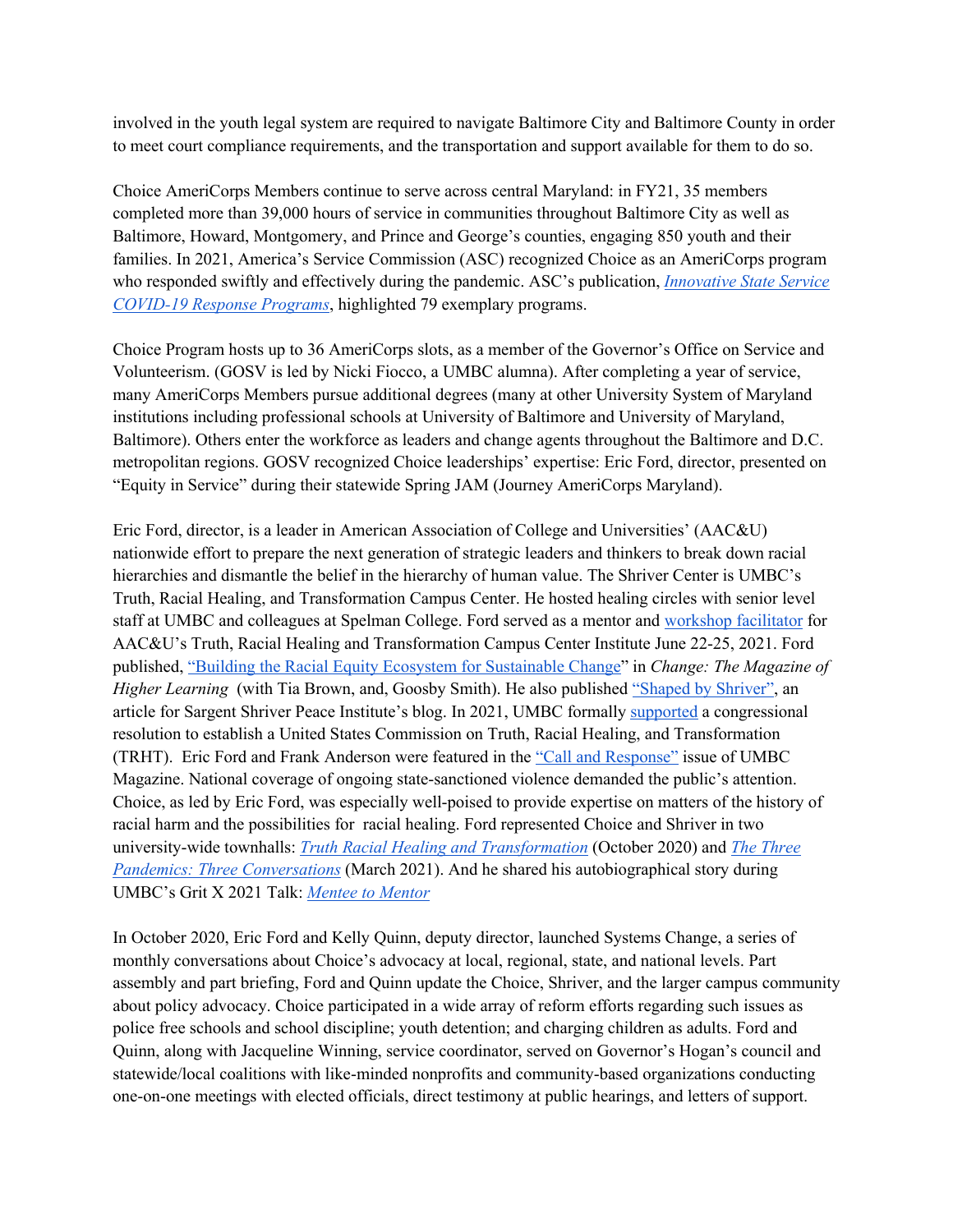involved in the youth legal system are required to navigate Baltimore City and Baltimore County in order to meet court compliance requirements, and the transportation and support available for them to do so.

Choice AmeriCorps Members continue to serve across central Maryland: in FY21, 35 members completed more than 39,000 hours of service in communities throughout Baltimore City as well as Baltimore, Howard, Montgomery, and Prince and George's counties, engaging 850 youth and their families. In 2021, America's Service Commission (ASC) recognized Choice as an AmeriCorps program who responded swiftly and effectively during the pandemic. ASC's publication, *Innovative State Service COVID-19 Response Programs*, highlighted 79 exemplary programs.

Choice Program hosts up to 36 AmeriCorps slots, as a member of the Governor's Office on Service and Volunteerism. (GOSV is led by Nicki Fiocco, a UMBC alumna). After completing a year of service, many AmeriCorps Members pursue additional degrees (many at other University System of Maryland institutions including professional schools at University of Baltimore and University of Maryland, Baltimore). Others enter the workforce as leaders and change agents throughout the Baltimore and D.C. metropolitan regions. GOSV recognized Choice leaderships' expertise: Eric Ford, director, presented on "Equity in Service" during their statewide Spring JAM (Journey AmeriCorps Maryland).

Eric Ford, director, is a leader in American Association of College and Universities' (AAC&U) nationwide effort to prepare the next generation of strategic leaders and thinkers to break down racial hierarchies and dismantle the belief in the hierarchy of human value. The Shriver Center is UMBC's Truth, Racial Healing, and Transformation Campus Center. He hosted healing circles with senior level staff at UMBC and colleagues at Spelman College. Ford served as a mentor and workshop facilitator for AAC&U's Truth, Racial Healing and Transformation Campus Center Institute June 22-25, 2021. Ford published, "Building the Racial Equity Ecosystem for Sustainable Change" in *Change: The Magazine of Higher Learning* (with Tia Brown, and, Goosby Smith). He also published "Shaped by Shriver", an article for Sargent Shriver Peace Institute's blog. In 2021, UMBC formally supported a congressional resolution to establish a United States Commission on Truth, Racial Healing, and Transformation (TRHT). Eric Ford and Frank Anderson were featured in the "Call and Response" issue of UMBC Magazine. National coverage of ongoing state-sanctioned violence demanded the public's attention. Choice, as led by Eric Ford, was especially well-poised to provide expertise on matters of the history of racial harm and the possibilities for racial healing. Ford represented Choice and Shriver in two university-wide townhalls: *Truth Racial Healing and Transformation* (October 2020) and *The Three Pandemics: Three Conversations* (March 2021). And he shared his autobiographical story during UMBC's Grit X 2021 Talk: *Mentee to Mentor*

In October 2020, Eric Ford and Kelly Quinn, deputy director, launched Systems Change, a series of monthly conversations about Choice's advocacy at local, regional, state, and national levels. Part assembly and part briefing, Ford and Quinn update the Choice, Shriver, and the larger campus community about policy advocacy. Choice participated in a wide array of reform efforts regarding such issues as police free schools and school discipline; youth detention; and charging children as adults. Ford and Quinn, along with Jacqueline Winning, service coordinator, served on Governor's Hogan's council and statewide/local coalitions with like-minded nonprofits and community-based organizations conducting one-on-one meetings with elected officials, direct testimony at public hearings, and letters of support.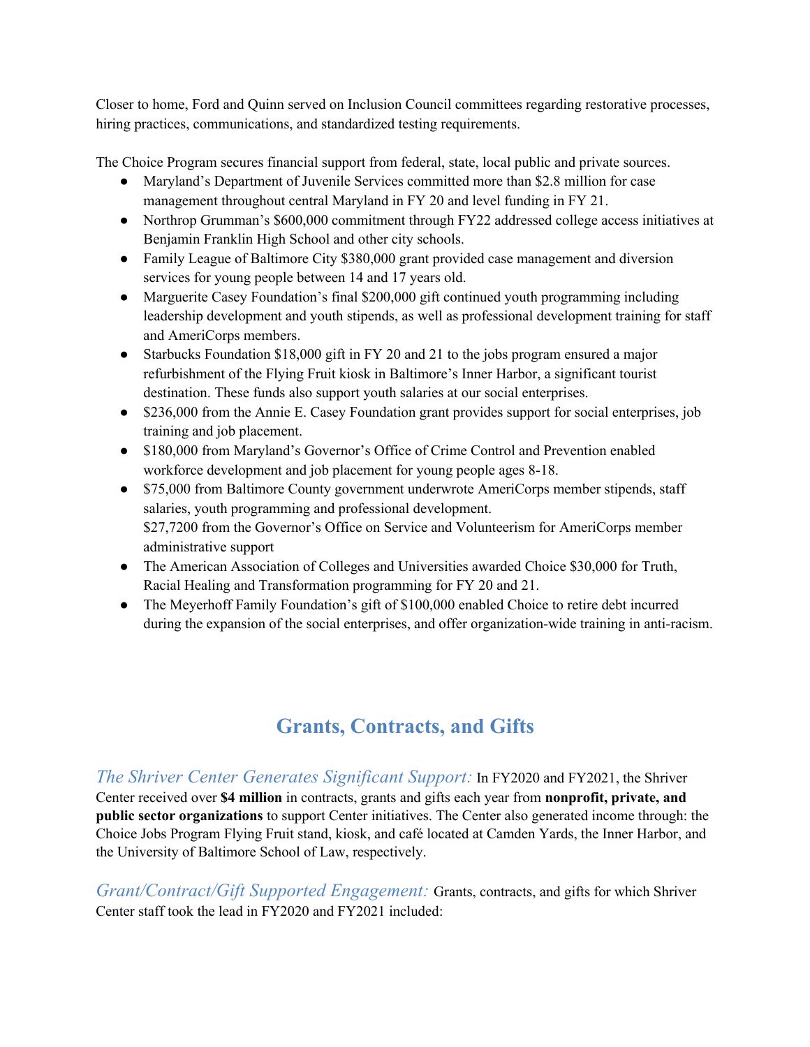Closer to home, Ford and Quinn served on Inclusion Council committees regarding restorative processes, hiring practices, communications, and standardized testing requirements.

The Choice Program secures financial support from federal, state, local public and private sources.

- Maryland's Department of Juvenile Services committed more than $2.8 million for case management throughout central Maryland in FY 20 and level funding in FY 21.
- Northrop Grumman's $600,000 commitment through FY22 addressed college access initiatives at Benjamin Franklin High School and other city schools.
- Family League of Baltimore City $380,000 grant provided case management and diversion services for young people between 14 and 17 years old.
- Marguerite Casey Foundation's final $200,000 gift continued youth programming including leadership development and youth stipends, as well as professional development training for staff and AmeriCorps members.
- Starbucks Foundation $18,000 gift in FY 20 and 21 to the jobs program ensured a major refurbishment of the Flying Fruit kiosk in Baltimore's Inner Harbor, a significant tourist destination. These funds also support youth salaries at our social enterprises.
- $236,000 from the Annie E. Casey Foundation grant provides support for social enterprises, job training and job placement.
- $180,000 from Maryland's Governor's Office of Crime Control and Prevention enabled workforce development and job placement for young people ages 8-18.
- $75,000 from Baltimore County government underwrote AmeriCorps member stipends, staff salaries, youth programming and professional development.
  $27,7200 from the Governor's Office on Service and Volunteerism for AmeriCorps member administrative support
- The American Association of Colleges and Universities awarded Choice $30,000 for Truth, Racial Healing and Transformation programming for FY 20 and 21.
- The Meyerhoff Family Foundation's gift of $100,000 enabled Choice to retire debt incurred during the expansion of the social enterprises, and offer organization-wide training in anti-racism.

## Grants, Contracts, and Gifts

*The Shriver Center Generates Significant Support:* In FY2020 and FY2021, the Shriver Center received over **$4 million** in contracts, grants and gifts each year from **nonprofit, private, and public sector organizations** to support Center initiatives. The Center also generated income through: the Choice Jobs Program Flying Fruit stand, kiosk, and café located at Camden Yards, the Inner Harbor, and the University of Baltimore School of Law, respectively.

*Grant/Contract/Gift Supported Engagement:* Grants, contracts, and gifts for which Shriver Center staff took the lead in FY2020 and FY2021 included: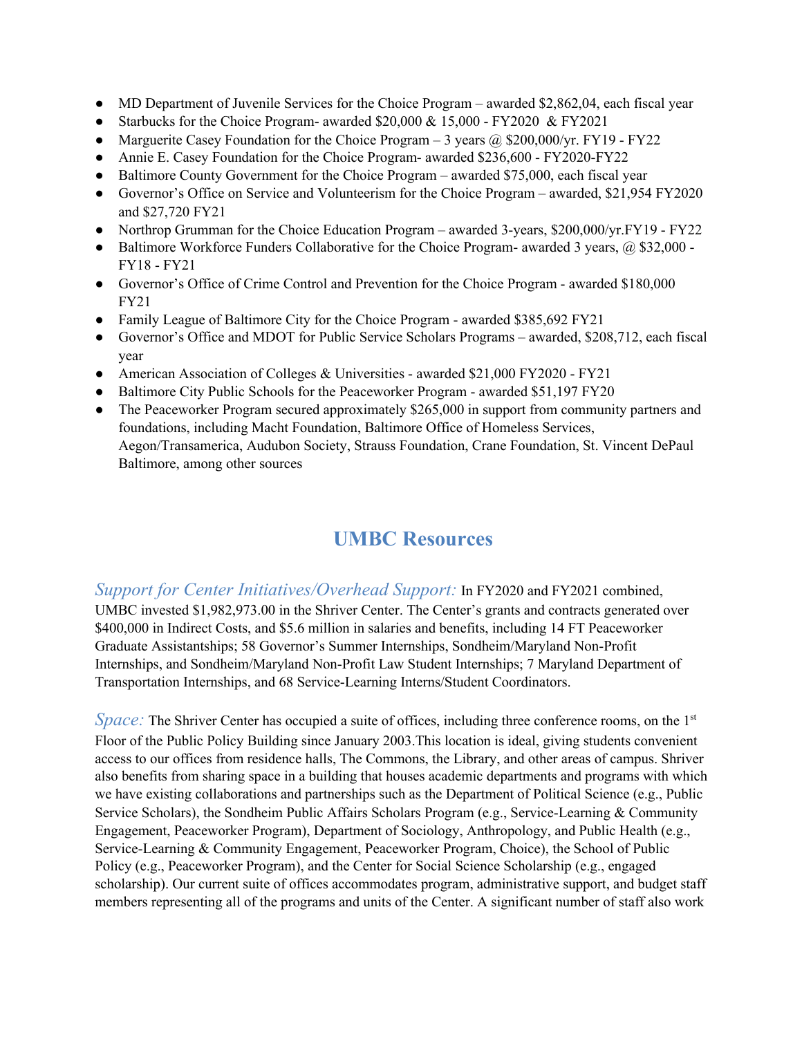- MD Department of Juvenile Services for the Choice Program – awarded $2,862,04, each fiscal year
- Starbucks for the Choice Program- awarded $20,000 & 15,000 - FY2020 & FY2021
- Marguerite Casey Foundation for the Choice Program – 3 years @ $200,000/yr. FY19 - FY22
- Annie E. Casey Foundation for the Choice Program- awarded $236,600 - FY2020-FY22
- Baltimore County Government for the Choice Program – awarded $75,000, each fiscal year
- Governor's Office on Service and Volunteerism for the Choice Program – awarded, $21,954 FY2020 and $27,720 FY21
- Northrop Grumman for the Choice Education Program – awarded 3-years, $200,000/yr.FY19 - FY22
- Baltimore Workforce Funders Collaborative for the Choice Program- awarded 3 years, @ $32,000 - FY18 - FY21
- Governor's Office of Crime Control and Prevention for the Choice Program - awarded $180,000 FY21
- Family League of Baltimore City for the Choice Program - awarded $385,692 FY21
- Governor's Office and MDOT for Public Service Scholars Programs – awarded, $208,712, each fiscal year
- American Association of Colleges & Universities - awarded $21,000 FY2020 - FY21
- Baltimore City Public Schools for the Peaceworker Program - awarded $51,197 FY20
- The Peaceworker Program secured approximately $265,000 in support from community partners and foundations, including Macht Foundation, Baltimore Office of Homeless Services, Aegon/Transamerica, Audubon Society, Strauss Foundation, Crane Foundation, St. Vincent DePaul Baltimore, among other sources

## UMBC Resources

*Support for Center Initiatives/Overhead Support:* In FY2020 and FY2021 combined, UMBC invested $1,982,973.00 in the Shriver Center. The Center's grants and contracts generated over $400,000 in Indirect Costs, and $5.6 million in salaries and benefits, including 14 FT Peaceworker Graduate Assistantships; 58 Governor's Summer Internships, Sondheim/Maryland Non-Profit Internships, and Sondheim/Maryland Non-Profit Law Student Internships; 7 Maryland Department of Transportation Internships, and 68 Service-Learning Interns/Student Coordinators.

*Space:* The Shriver Center has occupied a suite of offices, including three conference rooms, on the 1st Floor of the Public Policy Building since January 2003.This location is ideal, giving students convenient access to our offices from residence halls, The Commons, the Library, and other areas of campus. Shriver also benefits from sharing space in a building that houses academic departments and programs with which we have existing collaborations and partnerships such as the Department of Political Science (e.g., Public Service Scholars), the Sondheim Public Affairs Scholars Program (e.g., Service-Learning & Community Engagement, Peaceworker Program), Department of Sociology, Anthropology, and Public Health (e.g., Service-Learning & Community Engagement, Peaceworker Program, Choice), the School of Public Policy (e.g., Peaceworker Program), and the Center for Social Science Scholarship (e.g., engaged scholarship). Our current suite of offices accommodates program, administrative support, and budget staff members representing all of the programs and units of the Center. A significant number of staff also work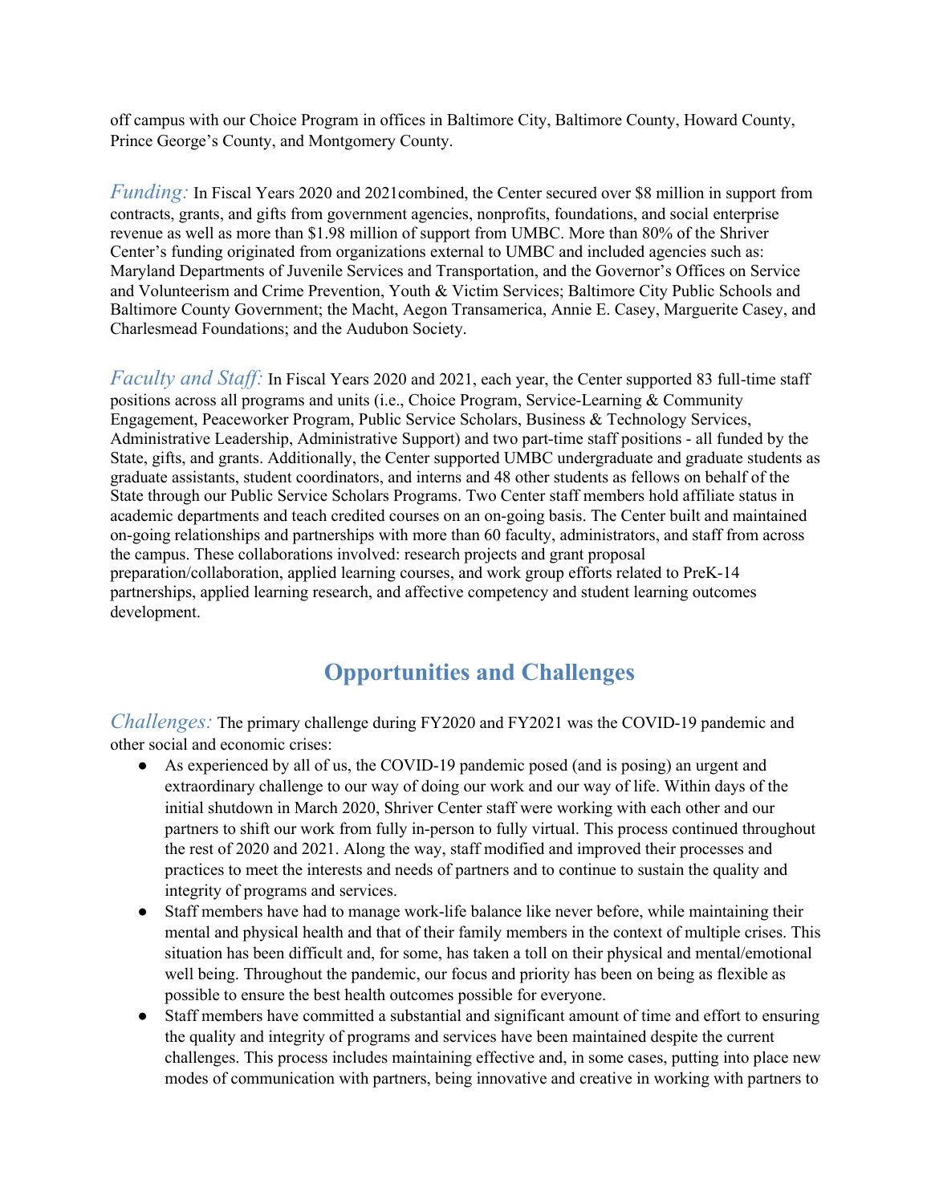off campus with our Choice Program in offices in Baltimore City, Baltimore County, Howard County, Prince George's County, and Montgomery County.

*Funding:* In Fiscal Years 2020 and 2021combined, the Center secured over $8 million in support from contracts, grants, and gifts from government agencies, nonprofits, foundations, and social enterprise revenue as well as more than $1.98 million of support from UMBC. More than 80% of the Shriver Center's funding originated from organizations external to UMBC and included agencies such as: Maryland Departments of Juvenile Services and Transportation, and the Governor's Offices on Service and Volunteerism and Crime Prevention, Youth & Victim Services; Baltimore City Public Schools and Baltimore County Government; the Macht, Aegon Transamerica, Annie E. Casey, Marguerite Casey, and Charlesmead Foundations; and the Audubon Society.

*Faculty and Staff:* In Fiscal Years 2020 and 2021, each year, the Center supported 83 full-time staff positions across all programs and units (i.e., Choice Program, Service-Learning & Community Engagement, Peaceworker Program, Public Service Scholars, Business & Technology Services, Administrative Leadership, Administrative Support) and two part-time staff positions - all funded by the State, gifts, and grants. Additionally, the Center supported UMBC undergraduate and graduate students as graduate assistants, student coordinators, and interns and 48 other students as fellows on behalf of the State through our Public Service Scholars Programs. Two Center staff members hold affiliate status in academic departments and teach credited courses on an on-going basis. The Center built and maintained on-going relationships and partnerships with more than 60 faculty, administrators, and staff from across the campus. These collaborations involved: research projects and grant proposal preparation/collaboration, applied learning courses, and work group efforts related to PreK-14 partnerships, applied learning research, and affective competency and student learning outcomes development.

## Opportunities and Challenges

*Challenges:* The primary challenge during FY2020 and FY2021 was the COVID-19 pandemic and other social and economic crises:

- As experienced by all of us, the COVID-19 pandemic posed (and is posing) an urgent and extraordinary challenge to our way of doing our work and our way of life. Within days of the initial shutdown in March 2020, Shriver Center staff were working with each other and our partners to shift our work from fully in-person to fully virtual. This process continued throughout the rest of 2020 and 2021. Along the way, staff modified and improved their processes and practices to meet the interests and needs of partners and to continue to sustain the quality and integrity of programs and services.
- Staff members have had to manage work-life balance like never before, while maintaining their mental and physical health and that of their family members in the context of multiple crises. This situation has been difficult and, for some, has taken a toll on their physical and mental/emotional well being. Throughout the pandemic, our focus and priority has been on being as flexible as possible to ensure the best health outcomes possible for everyone.
- Staff members have committed a substantial and significant amount of time and effort to ensuring the quality and integrity of programs and services have been maintained despite the current challenges. This process includes maintaining effective and, in some cases, putting into place new modes of communication with partners, being innovative and creative in working with partners to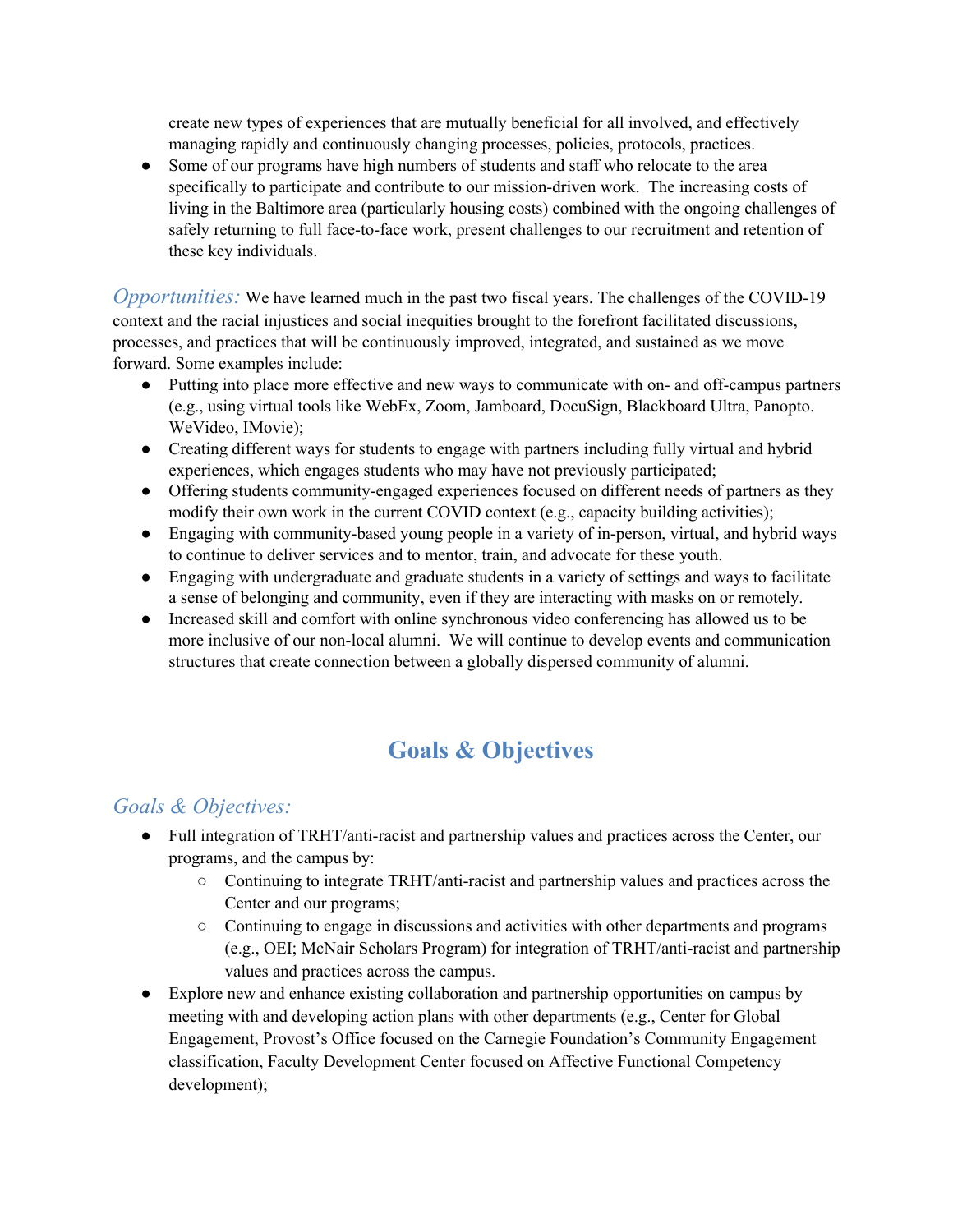create new types of experiences that are mutually beneficial for all involved, and effectively managing rapidly and continuously changing processes, policies, protocols, practices.

- Some of our programs have high numbers of students and staff who relocate to the area specifically to participate and contribute to our mission-driven work. The increasing costs of living in the Baltimore area (particularly housing costs) combined with the ongoing challenges of safely returning to full face-to-face work, present challenges to our recruitment and retention of these key individuals.

*Opportunities:* We have learned much in the past two fiscal years. The challenges of the COVID-19 context and the racial injustices and social inequities brought to the forefront facilitated discussions, processes, and practices that will be continuously improved, integrated, and sustained as we move forward. Some examples include:

- Putting into place more effective and new ways to communicate with on- and off-campus partners (e.g., using virtual tools like WebEx, Zoom, Jamboard, DocuSign, Blackboard Ultra, Panopto. WeVideo, IMovie);
- Creating different ways for students to engage with partners including fully virtual and hybrid experiences, which engages students who may have not previously participated;
- Offering students community-engaged experiences focused on different needs of partners as they modify their own work in the current COVID context (e.g., capacity building activities);
- Engaging with community-based young people in a variety of in-person, virtual, and hybrid ways to continue to deliver services and to mentor, train, and advocate for these youth.
- Engaging with undergraduate and graduate students in a variety of settings and ways to facilitate a sense of belonging and community, even if they are interacting with masks on or remotely.
- Increased skill and comfort with online synchronous video conferencing has allowed us to be more inclusive of our non-local alumni. We will continue to develop events and communication structures that create connection between a globally dispersed community of alumni.

## Goals & Objectives

### *Goals & Objectives:*

- Full integration of TRHT/anti-racist and partnership values and practices across the Center, our programs, and the campus by:
  - Continuing to integrate TRHT/anti-racist and partnership values and practices across the Center and our programs;
  - Continuing to engage in discussions and activities with other departments and programs (e.g., OEI; McNair Scholars Program) for integration of TRHT/anti-racist and partnership values and practices across the campus.
- Explore new and enhance existing collaboration and partnership opportunities on campus by meeting with and developing action plans with other departments (e.g., Center for Global Engagement, Provost's Office focused on the Carnegie Foundation's Community Engagement classification, Faculty Development Center focused on Affective Functional Competency development);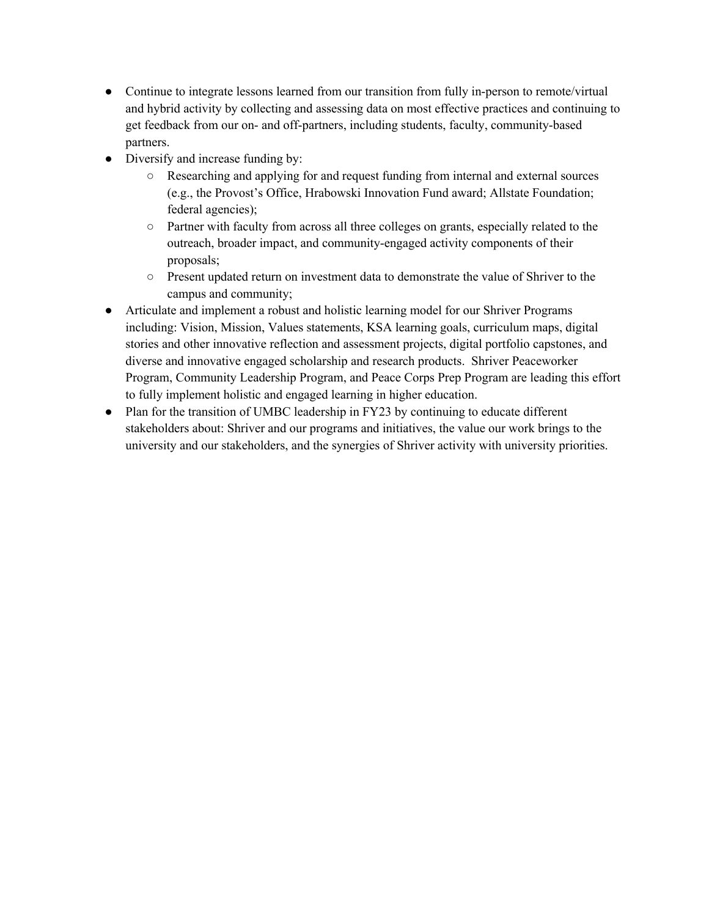- Continue to integrate lessons learned from our transition from fully in-person to remote/virtual and hybrid activity by collecting and assessing data on most effective practices and continuing to get feedback from our on- and off-partners, including students, faculty, community-based partners.
- Diversify and increase funding by:
  - Researching and applying for and request funding from internal and external sources (e.g., the Provost's Office, Hrabowski Innovation Fund award; Allstate Foundation; federal agencies);
  - Partner with faculty from across all three colleges on grants, especially related to the outreach, broader impact, and community-engaged activity components of their proposals;
  - Present updated return on investment data to demonstrate the value of Shriver to the campus and community;
- Articulate and implement a robust and holistic learning model for our Shriver Programs including: Vision, Mission, Values statements, KSA learning goals, curriculum maps, digital stories and other innovative reflection and assessment projects, digital portfolio capstones, and diverse and innovative engaged scholarship and research products. Shriver Peaceworker Program, Community Leadership Program, and Peace Corps Prep Program are leading this effort to fully implement holistic and engaged learning in higher education.
- Plan for the transition of UMBC leadership in FY23 by continuing to educate different stakeholders about: Shriver and our programs and initiatives, the value our work brings to the university and our stakeholders, and the synergies of Shriver activity with university priorities.